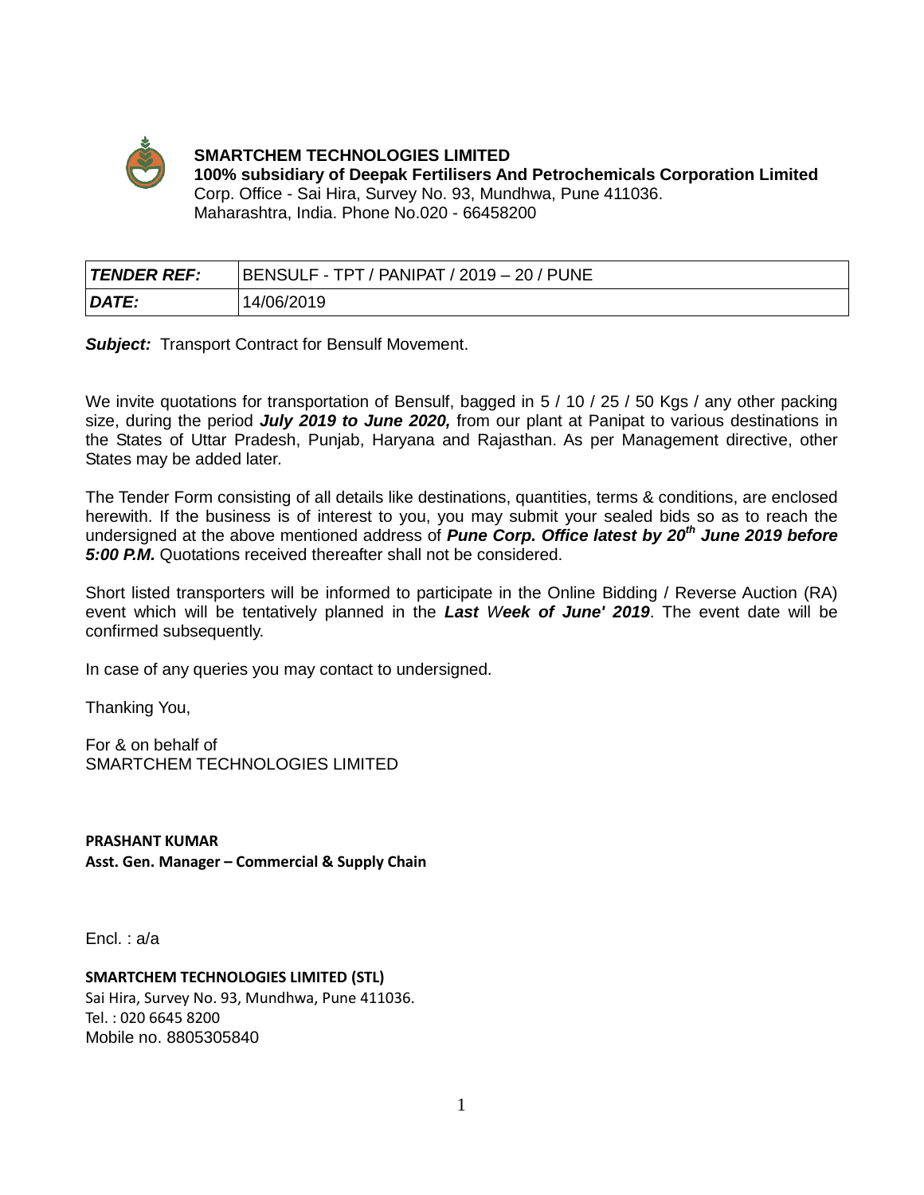**SMARTCHEM TECHNOLOGIES LIMITED**
**100% subsidiary of Deepak Fertilisers And Petrochemicals Corporation Limited**
Corp. Office - Sai Hira, Survey No. 93, Mundhwa, Pune 411036.
Maharashtra, India. Phone No.020 - 66458200

| ***TENDER REF:*** | BENSULF - TPT / PANIPAT / 2019 – 20 / PUNE |
|---|---|
| ***DATE:*** | 14/06/2019 |

***Subject:*** Transport Contract for Bensulf Movement.

We invite quotations for transportation of Bensulf, bagged in 5 / 10 / 25 / 50 Kgs / any other packing size, during the period ***July 2019 to June 2020,*** from our plant at Panipat to various destinations in the States of Uttar Pradesh, Punjab, Haryana and Rajasthan. As per Management directive, other States may be added later.

The Tender Form consisting of all details like destinations, quantities, terms & conditions, are enclosed herewith. If the business is of interest to you, you may submit your sealed bids so as to reach the undersigned at the above mentioned address of ***Pune Corp. Office latest by 20th June 2019 before 5:00 P.M.*** Quotations received thereafter shall not be considered.

Short listed transporters will be informed to participate in the Online Bidding / Reverse Auction (RA) event which will be tentatively planned in the ***Last Week of June' 2019***. The event date will be confirmed subsequently.

In case of any queries you may contact to undersigned.

Thanking You,

For & on behalf of
SMARTCHEM TECHNOLOGIES LIMITED

**PRASHANT KUMAR**
**Asst. Gen. Manager – Commercial & Supply Chain**

Encl. : a/a

**SMARTCHEM TECHNOLOGIES LIMITED (STL)**
Sai Hira, Survey No. 93, Mundhwa, Pune 411036.
Tel. : 020 6645 8200
Mobile no. 8805305840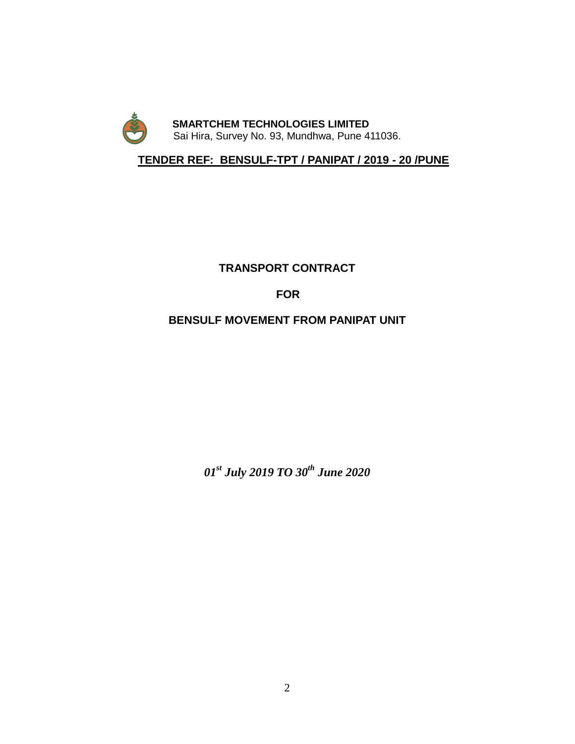**SMARTCHEM TECHNOLOGIES LIMITED**
Sai Hira, Survey No. 93, Mundhwa, Pune 411036.

**TENDER REF: BENSULF-TPT / PANIPAT / 2019 - 20 /PUNE**

# TRANSPORT CONTRACT

# FOR

# BENSULF MOVEMENT FROM PANIPAT UNIT

***01st July 2019 TO 30th June 2020***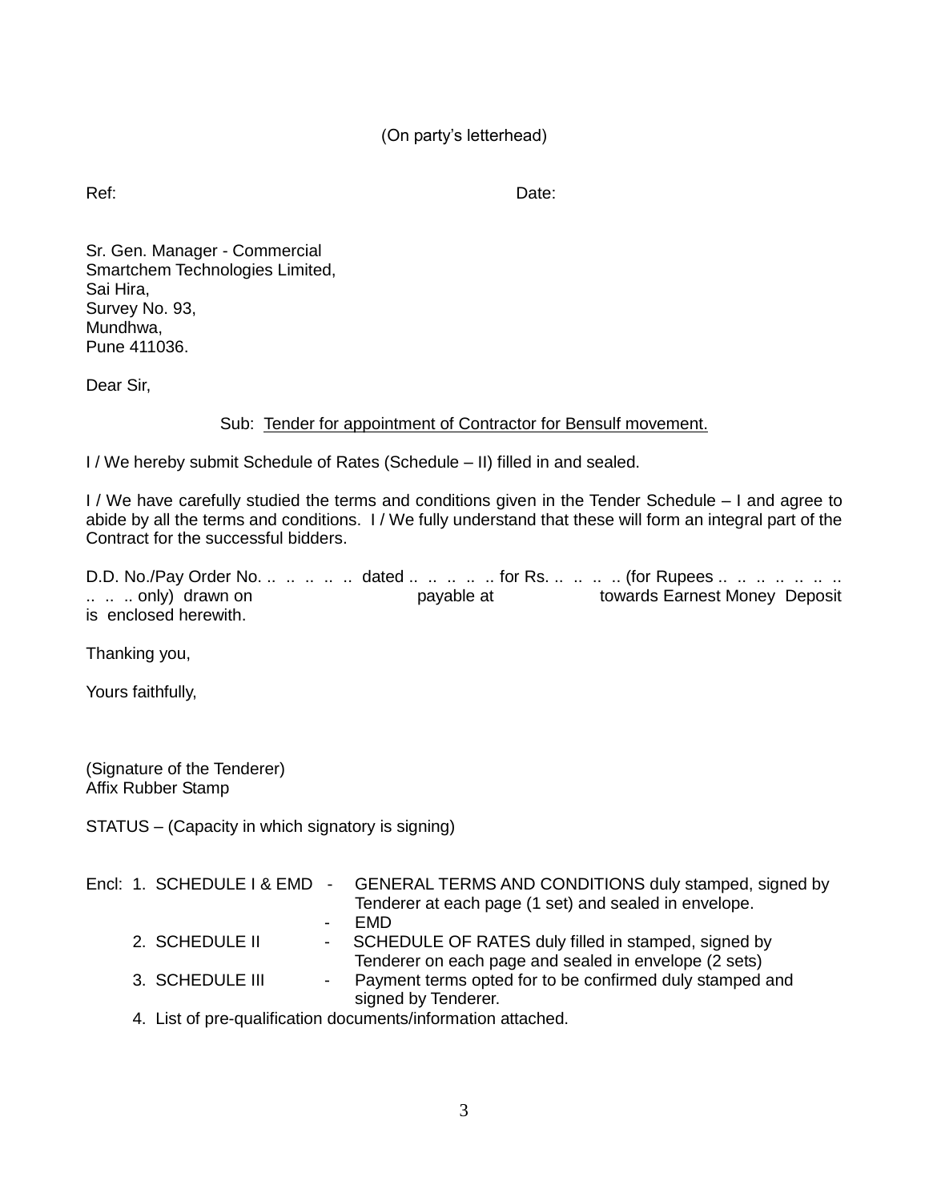(On party's letterhead)

Ref: Date:

Sr. Gen. Manager - Commercial
Smartchem Technologies Limited,
Sai Hira,
Survey No. 93,
Mundhwa,
Pune 411036.

Dear Sir,

Sub: Tender for appointment of Contractor for Bensulf movement.

I / We hereby submit Schedule of Rates (Schedule – II) filled in and sealed.

I / We have carefully studied the terms and conditions given in the Tender Schedule – I and agree to abide by all the terms and conditions. I / We fully understand that these will form an integral part of the Contract for the successful bidders.

D.D. No./Pay Order No. .. .. .. .. .. dated .. .. .. .. .. for Rs. .. .. .. .. (for Rupees .. .. .. .. .. .. .. .. .. .. only) drawn on payable at towards Earnest Money Deposit is enclosed herewith.

Thanking you,

Yours faithfully,

(Signature of the Tenderer)
Affix Rubber Stamp

STATUS – (Capacity in which signatory is signing)

Encl:
1. SCHEDULE I & EMD - GENERAL TERMS AND CONDITIONS duly stamped, signed by Tenderer at each page (1 set) and sealed in envelope.
   - EMD
2. SCHEDULE II - SCHEDULE OF RATES duly filled in stamped, signed by Tenderer on each page and sealed in envelope (2 sets)
3. SCHEDULE III - Payment terms opted for to be confirmed duly stamped and signed by Tenderer.
4. List of pre-qualification documents/information attached.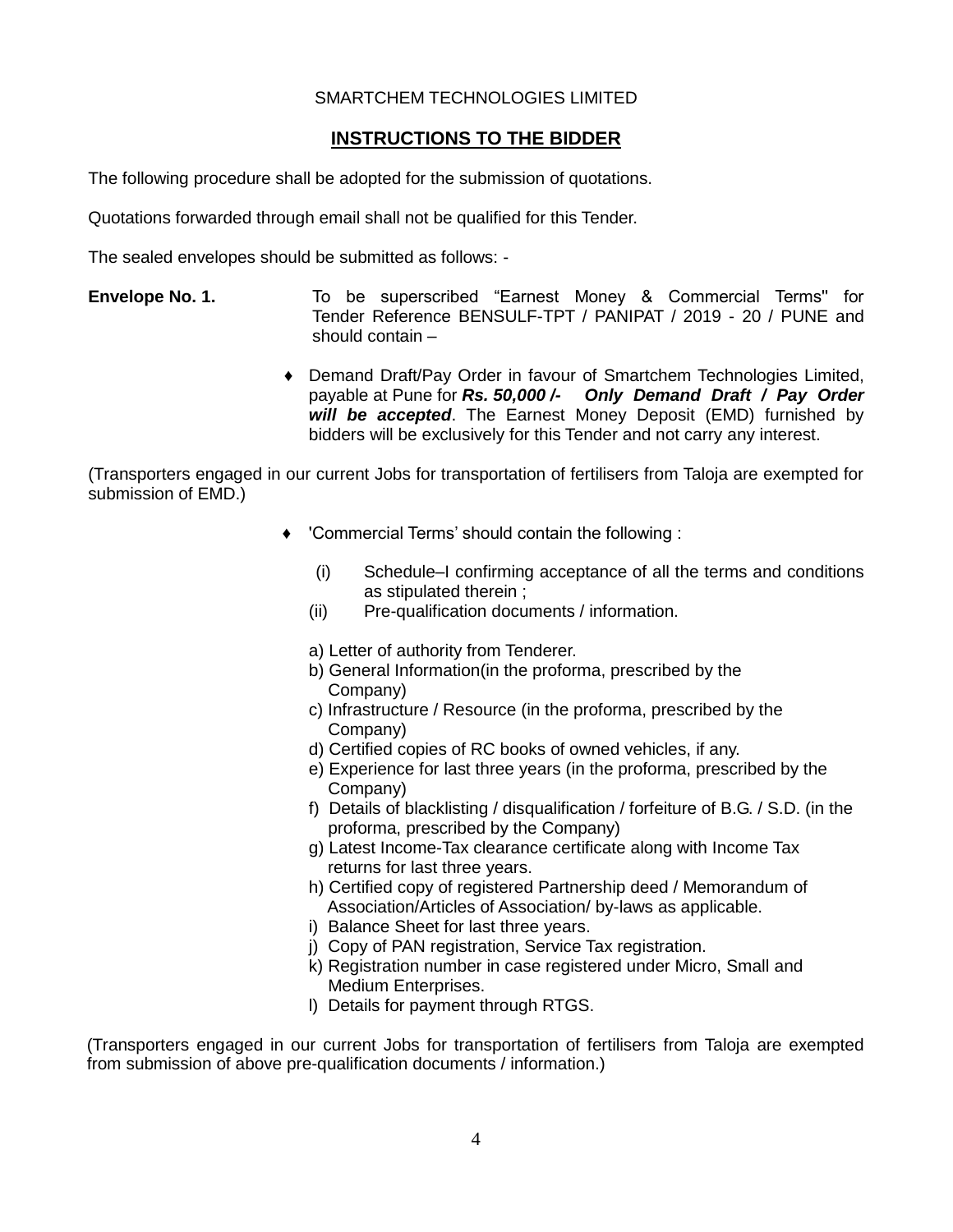SMARTCHEM TECHNOLOGIES LIMITED

## INSTRUCTIONS TO THE BIDDER

The following procedure shall be adopted for the submission of quotations.

Quotations forwarded through email shall not be qualified for this Tender.

The sealed envelopes should be submitted as follows: -

**Envelope No. 1.** To be superscribed “Earnest Money & Commercial Terms" for Tender Reference BENSULF-TPT / PANIPAT / 2019 - 20 / PUNE and should contain –

- Demand Draft/Pay Order in favour of Smartchem Technologies Limited, payable at Pune for ***Rs. 50,000 /- Only Demand Draft / Pay Order will be accepted***. The Earnest Money Deposit (EMD) furnished by bidders will be exclusively for this Tender and not carry any interest.

(Transporters engaged in our current Jobs for transportation of fertilisers from Taloja are exempted for submission of EMD.)

- 'Commercial Terms’ should contain the following :

  (i) Schedule–I confirming acceptance of all the terms and conditions as stipulated therein ;

  (ii) Pre-qualification documents / information.

  a) Letter of authority from Tenderer.
  b) General Information(in the proforma, prescribed by the Company)
  c) Infrastructure / Resource (in the proforma, prescribed by the Company)
  d) Certified copies of RC books of owned vehicles, if any.
  e) Experience for last three years (in the proforma, prescribed by the Company)
  f) Details of blacklisting / disqualification / forfeiture of B.G. / S.D. (in the proforma, prescribed by the Company)
  g) Latest Income-Tax clearance certificate along with Income Tax returns for last three years.
  h) Certified copy of registered Partnership deed / Memorandum of Association/Articles of Association/ by-laws as applicable.
  i) Balance Sheet for last three years.
  j) Copy of PAN registration, Service Tax registration.
  k) Registration number in case registered under Micro, Small and Medium Enterprises.
  l) Details for payment through RTGS.

(Transporters engaged in our current Jobs for transportation of fertilisers from Taloja are exempted from submission of above pre-qualification documents / information.)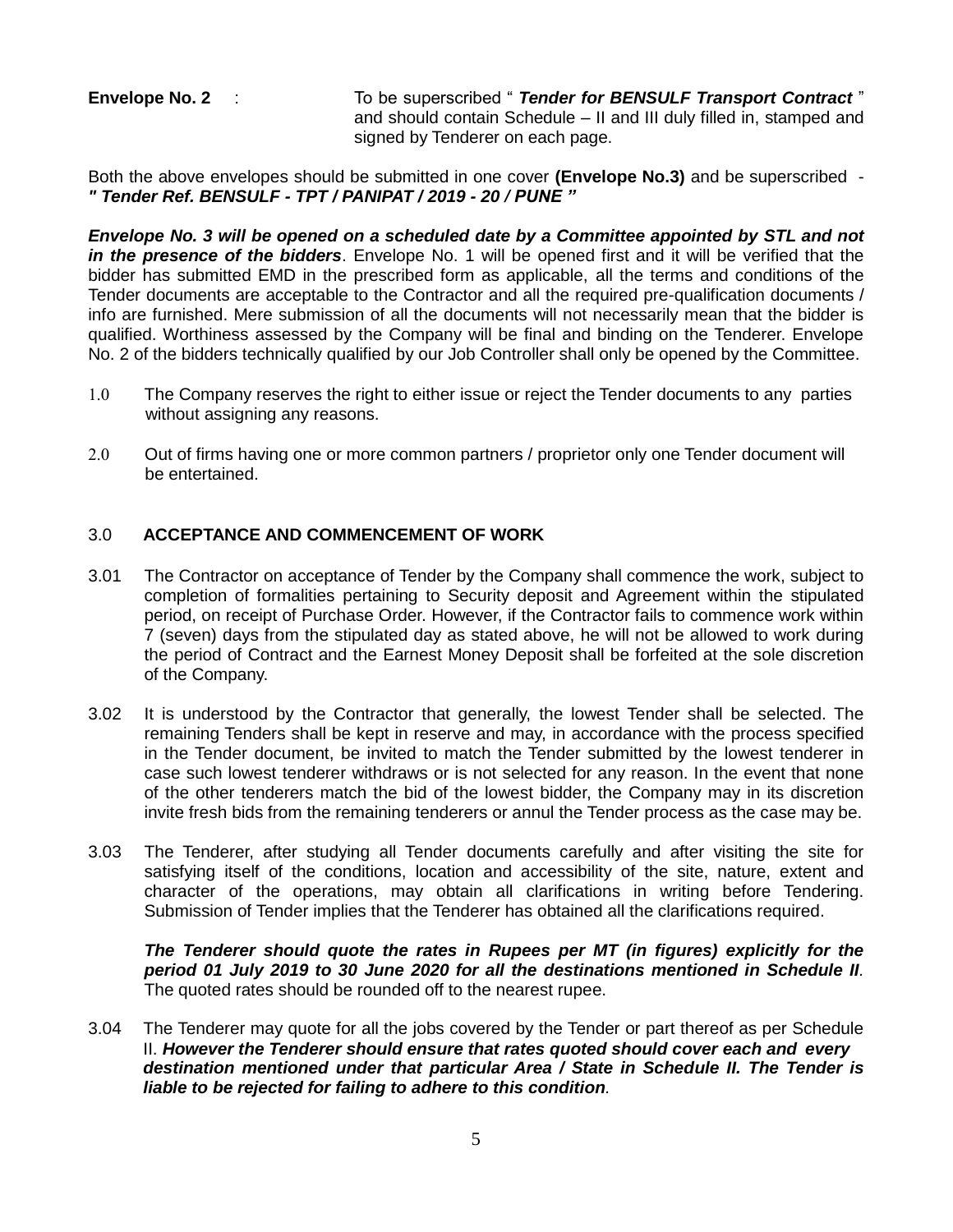**Envelope No. 2** : To be superscribed " ***Tender for BENSULF Transport Contract*** " and should contain Schedule – II and III duly filled in, stamped and signed by Tenderer on each page.

Both the above envelopes should be submitted in one cover **(Envelope No.3)** and be superscribed - ***" Tender Ref. BENSULF - TPT / PANIPAT / 2019 - 20 / PUNE "***

***Envelope No. 3 will be opened on a scheduled date by a Committee appointed by STL and not in the presence of the bidders***. Envelope No. 1 will be opened first and it will be verified that the bidder has submitted EMD in the prescribed form as applicable, all the terms and conditions of the Tender documents are acceptable to the Contractor and all the required pre-qualification documents / info are furnished. Mere submission of all the documents will not necessarily mean that the bidder is qualified. Worthiness assessed by the Company will be final and binding on the Tenderer. Envelope No. 2 of the bidders technically qualified by our Job Controller shall only be opened by the Committee.

1.0 The Company reserves the right to either issue or reject the Tender documents to any parties without assigning any reasons.

2.0 Out of firms having one or more common partners / proprietor only one Tender document will be entertained.

### 3.0 ACCEPTANCE AND COMMENCEMENT OF WORK

3.01 The Contractor on acceptance of Tender by the Company shall commence the work, subject to completion of formalities pertaining to Security deposit and Agreement within the stipulated period, on receipt of Purchase Order. However, if the Contractor fails to commence work within 7 (seven) days from the stipulated day as stated above, he will not be allowed to work during the period of Contract and the Earnest Money Deposit shall be forfeited at the sole discretion of the Company.

3.02 It is understood by the Contractor that generally, the lowest Tender shall be selected. The remaining Tenders shall be kept in reserve and may, in accordance with the process specified in the Tender document, be invited to match the Tender submitted by the lowest tenderer in case such lowest tenderer withdraws or is not selected for any reason. In the event that none of the other tenderers match the bid of the lowest bidder, the Company may in its discretion invite fresh bids from the remaining tenderers or annul the Tender process as the case may be.

3.03 The Tenderer, after studying all Tender documents carefully and after visiting the site for satisfying itself of the conditions, location and accessibility of the site, nature, extent and character of the operations, may obtain all clarifications in writing before Tendering. Submission of Tender implies that the Tenderer has obtained all the clarifications required.

***The Tenderer should quote the rates in Rupees per MT (in figures) explicitly for the period 01 July 2019 to 30 June 2020 for all the destinations mentioned in Schedule II***. The quoted rates should be rounded off to the nearest rupee.

3.04 The Tenderer may quote for all the jobs covered by the Tender or part thereof as per Schedule II. ***However the Tenderer should ensure that rates quoted should cover each and every destination mentioned under that particular Area / State in Schedule II. The Tender is liable to be rejected for failing to adhere to this condition***.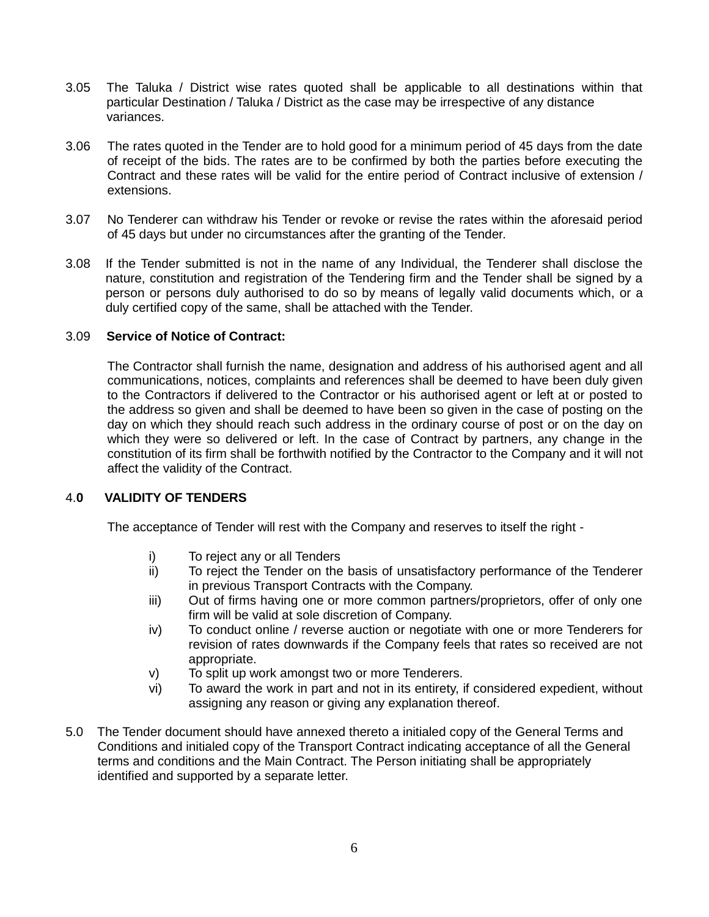3.05 The Taluka / District wise rates quoted shall be applicable to all destinations within that particular Destination / Taluka / District as the case may be irrespective of any distance variances.

3.06 The rates quoted in the Tender are to hold good for a minimum period of 45 days from the date of receipt of the bids. The rates are to be confirmed by both the parties before executing the Contract and these rates will be valid for the entire period of Contract inclusive of extension / extensions.

3.07 No Tenderer can withdraw his Tender or revoke or revise the rates within the aforesaid period of 45 days but under no circumstances after the granting of the Tender.

3.08 If the Tender submitted is not in the name of any Individual, the Tenderer shall disclose the nature, constitution and registration of the Tendering firm and the Tender shall be signed by a person or persons duly authorised to do so by means of legally valid documents which, or a duly certified copy of the same, shall be attached with the Tender.

3.09 **Service of Notice of Contract:**

The Contractor shall furnish the name, designation and address of his authorised agent and all communications, notices, complaints and references shall be deemed to have been duly given to the Contractors if delivered to the Contractor or his authorised agent or left at or posted to the address so given and shall be deemed to have been so given in the case of posting on the day on which they should reach such address in the ordinary course of post or on the day on which they were so delivered or left. In the case of Contract by partners, any change in the constitution of its firm shall be forthwith notified by the Contractor to the Company and it will not affect the validity of the Contract.

## 4.**0** VALIDITY OF TENDERS

The acceptance of Tender will rest with the Company and reserves to itself the right -

i) To reject any or all Tenders
ii) To reject the Tender on the basis of unsatisfactory performance of the Tenderer in previous Transport Contracts with the Company.
iii) Out of firms having one or more common partners/proprietors, offer of only one firm will be valid at sole discretion of Company.
iv) To conduct online / reverse auction or negotiate with one or more Tenderers for revision of rates downwards if the Company feels that rates so received are not appropriate.
v) To split up work amongst two or more Tenderers.
vi) To award the work in part and not in its entirety, if considered expedient, without assigning any reason or giving any explanation thereof.

5.0 The Tender document should have annexed thereto a initialed copy of the General Terms and Conditions and initialed copy of the Transport Contract indicating acceptance of all the General terms and conditions and the Main Contract. The Person initiating shall be appropriately identified and supported by a separate letter.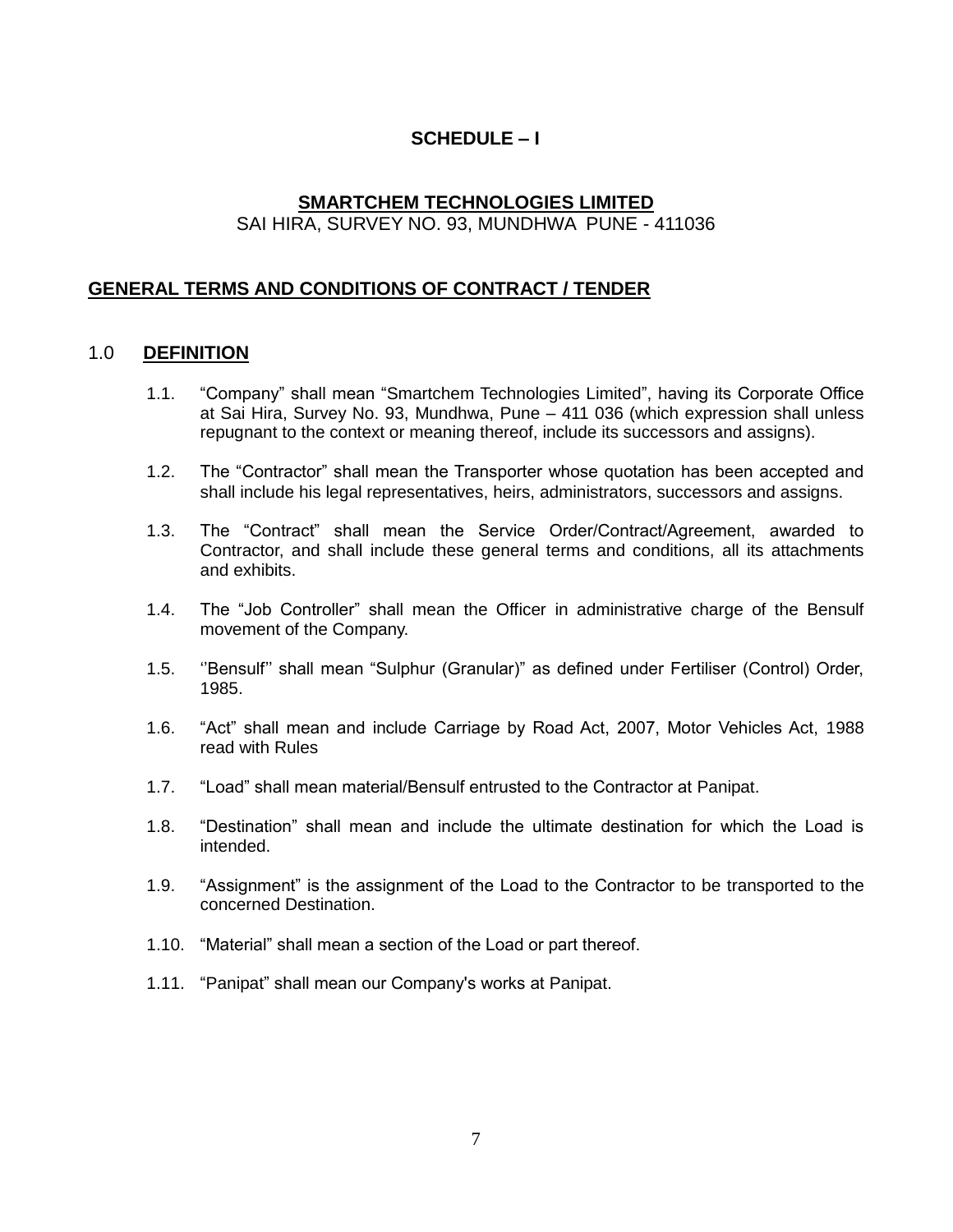# SCHEDULE – I

## SMARTCHEM TECHNOLOGIES LIMITED

SAI HIRA, SURVEY NO. 93, MUNDHWA PUNE - 411036

## GENERAL TERMS AND CONDITIONS OF CONTRACT / TENDER

### 1.0 DEFINITION

1.1. “Company” shall mean “Smartchem Technologies Limited”, having its Corporate Office at Sai Hira, Survey No. 93, Mundhwa, Pune – 411 036 (which expression shall unless repugnant to the context or meaning thereof, include its successors and assigns).

1.2. The “Contractor” shall mean the Transporter whose quotation has been accepted and shall include his legal representatives, heirs, administrators, successors and assigns.

1.3. The “Contract” shall mean the Service Order/Contract/Agreement, awarded to Contractor, and shall include these general terms and conditions, all its attachments and exhibits.

1.4. The “Job Controller” shall mean the Officer in administrative charge of the Bensulf movement of the Company.

1.5. ‘’Bensulf’’ shall mean “Sulphur (Granular)” as defined under Fertiliser (Control) Order, 1985.

1.6. “Act” shall mean and include Carriage by Road Act, 2007, Motor Vehicles Act, 1988 read with Rules

1.7. “Load” shall mean material/Bensulf entrusted to the Contractor at Panipat.

1.8. “Destination” shall mean and include the ultimate destination for which the Load is intended.

1.9. “Assignment” is the assignment of the Load to the Contractor to be transported to the concerned Destination.

1.10. “Material” shall mean a section of the Load or part thereof.

1.11. “Panipat” shall mean our Company's works at Panipat.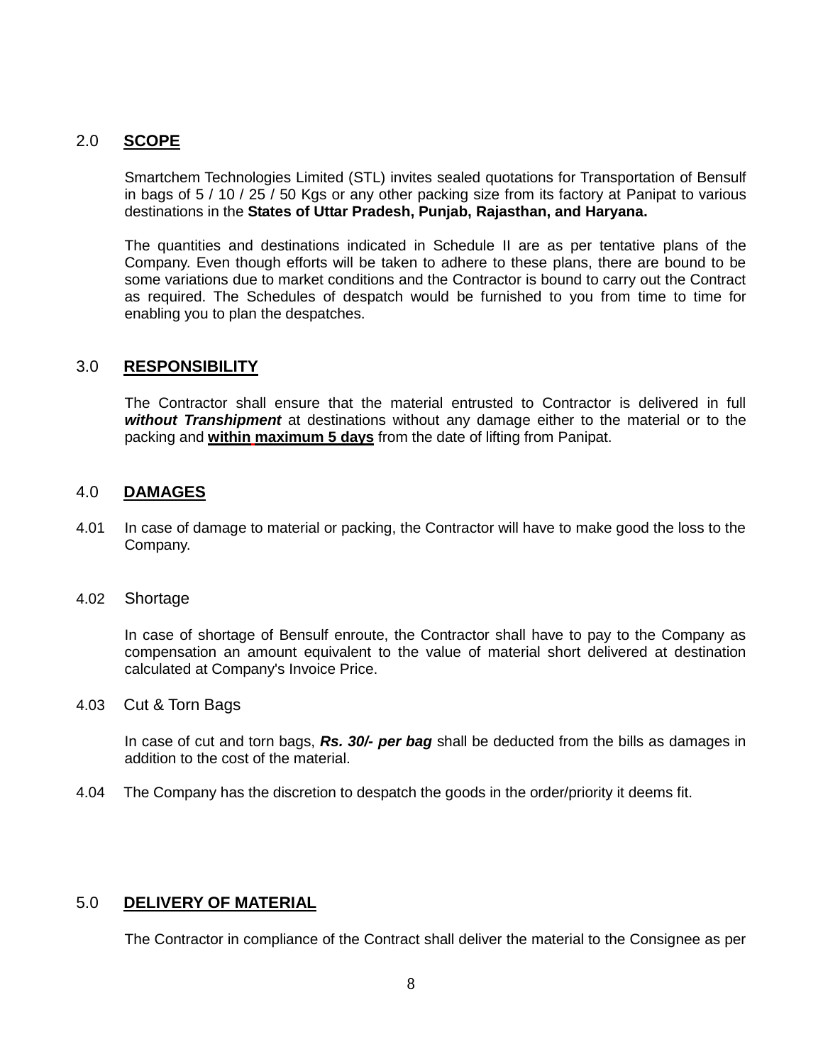## 2.0 SCOPE

Smartchem Technologies Limited (STL) invites sealed quotations for Transportation of Bensulf in bags of 5 / 10 / 25 / 50 Kgs or any other packing size from its factory at Panipat to various destinations in the **States of Uttar Pradesh, Punjab, Rajasthan, and Haryana.**

The quantities and destinations indicated in Schedule II are as per tentative plans of the Company. Even though efforts will be taken to adhere to these plans, there are bound to be some variations due to market conditions and the Contractor is bound to carry out the Contract as required. The Schedules of despatch would be furnished to you from time to time for enabling you to plan the despatches.

## 3.0 RESPONSIBILITY

The Contractor shall ensure that the material entrusted to Contractor is delivered in full ***without Transhipment*** at destinations without any damage either to the material or to the packing and **within maximum 5 days** from the date of lifting from Panipat.

## 4.0 DAMAGES

4.01 In case of damage to material or packing, the Contractor will have to make good the loss to the Company.

4.02 Shortage

In case of shortage of Bensulf enroute, the Contractor shall have to pay to the Company as compensation an amount equivalent to the value of material short delivered at destination calculated at Company's Invoice Price.

4.03 Cut & Torn Bags

In case of cut and torn bags, ***Rs. 30/- per bag*** shall be deducted from the bills as damages in addition to the cost of the material.

4.04 The Company has the discretion to despatch the goods in the order/priority it deems fit.

## 5.0 DELIVERY OF MATERIAL

The Contractor in compliance of the Contract shall deliver the material to the Consignee as per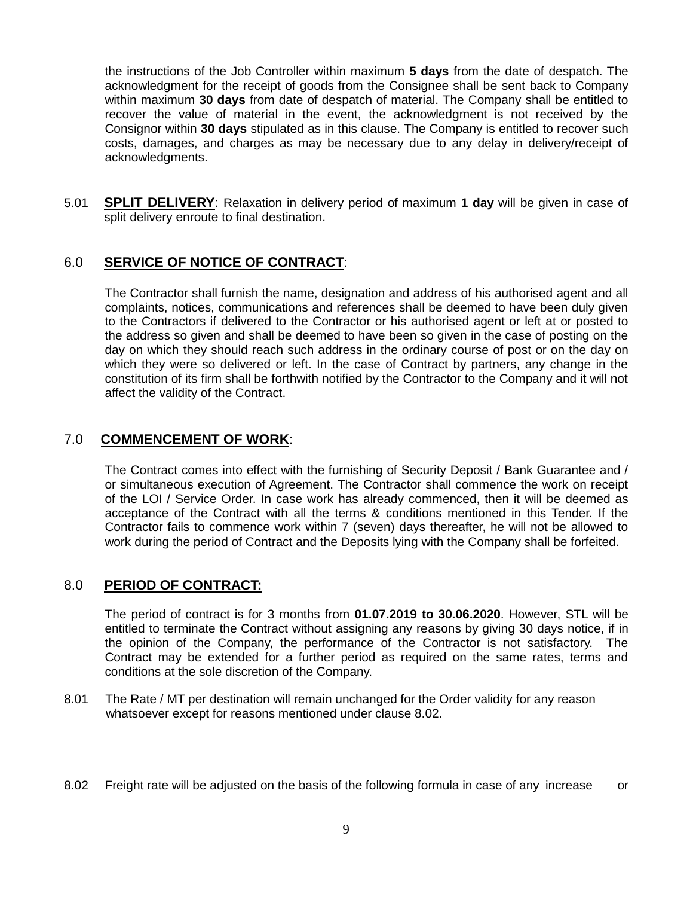the instructions of the Job Controller within maximum **5 days** from the date of despatch. The acknowledgment for the receipt of goods from the Consignee shall be sent back to Company within maximum **30 days** from date of despatch of material. The Company shall be entitled to recover the value of material in the event, the acknowledgment is not received by the Consignor within **30 days** stipulated as in this clause. The Company is entitled to recover such costs, damages, and charges as may be necessary due to any delay in delivery/receipt of acknowledgments.

5.01 **SPLIT DELIVERY**: Relaxation in delivery period of maximum **1 day** will be given in case of split delivery enroute to final destination.

## 6.0 SERVICE OF NOTICE OF CONTRACT:

The Contractor shall furnish the name, designation and address of his authorised agent and all complaints, notices, communications and references shall be deemed to have been duly given to the Contractors if delivered to the Contractor or his authorised agent or left at or posted to the address so given and shall be deemed to have been so given in the case of posting on the day on which they should reach such address in the ordinary course of post or on the day on which they were so delivered or left. In the case of Contract by partners, any change in the constitution of its firm shall be forthwith notified by the Contractor to the Company and it will not affect the validity of the Contract.

## 7.0 COMMENCEMENT OF WORK:

The Contract comes into effect with the furnishing of Security Deposit / Bank Guarantee and / or simultaneous execution of Agreement. The Contractor shall commence the work on receipt of the LOI / Service Order. In case work has already commenced, then it will be deemed as acceptance of the Contract with all the terms & conditions mentioned in this Tender. If the Contractor fails to commence work within 7 (seven) days thereafter, he will not be allowed to work during the period of Contract and the Deposits lying with the Company shall be forfeited.

## 8.0 PERIOD OF CONTRACT:

The period of contract is for 3 months from **01.07.2019 to 30.06.2020**. However, STL will be entitled to terminate the Contract without assigning any reasons by giving 30 days notice, if in the opinion of the Company, the performance of the Contractor is not satisfactory. The Contract may be extended for a further period as required on the same rates, terms and conditions at the sole discretion of the Company.

8.01 The Rate / MT per destination will remain unchanged for the Order validity for any reason whatsoever except for reasons mentioned under clause 8.02.

8.02 Freight rate will be adjusted on the basis of the following formula in case of any increase or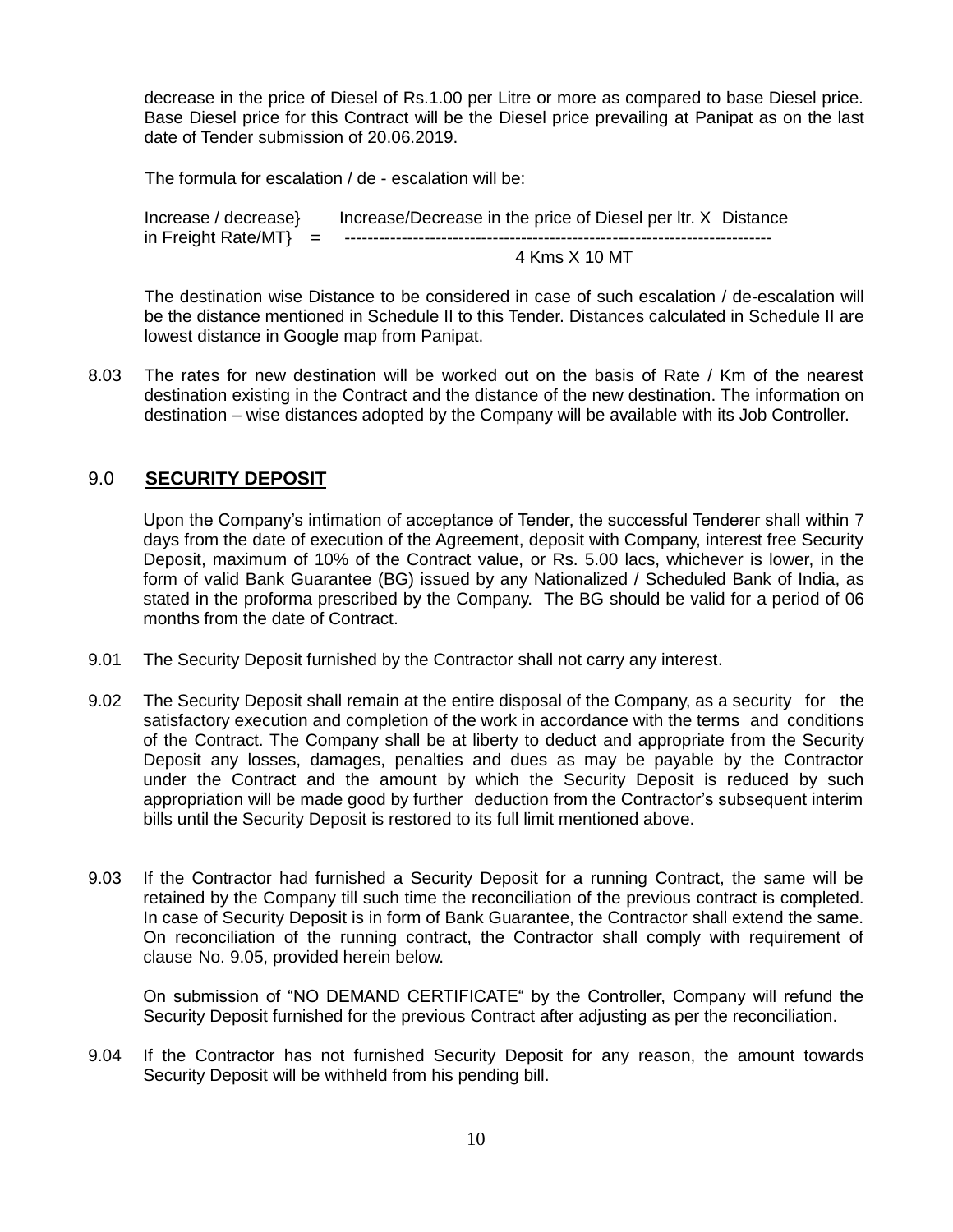decrease in the price of Diesel of Rs.1.00 per Litre or more as compared to base Diesel price. Base Diesel price for this Contract will be the Diesel price prevailing at Panipat as on the last date of Tender submission of 20.06.2019.

The formula for escalation / de - escalation will be:

$$\text{Increase / decrease in Freight Rate/MT} = \frac{\text{Increase/Decrease in the price of Diesel per ltr.} \times \text{Distance}}{4 \text{ Kms} \times 10 \text{ MT}}$$

The destination wise Distance to be considered in case of such escalation / de-escalation will be the distance mentioned in Schedule II to this Tender. Distances calculated in Schedule II are lowest distance in Google map from Panipat.

8.03 The rates for new destination will be worked out on the basis of Rate / Km of the nearest destination existing in the Contract and the distance of the new destination. The information on destination – wise distances adopted by the Company will be available with its Job Controller.

## 9.0 SECURITY DEPOSIT

Upon the Company's intimation of acceptance of Tender, the successful Tenderer shall within 7 days from the date of execution of the Agreement, deposit with Company, interest free Security Deposit, maximum of 10% of the Contract value, or Rs. 5.00 lacs, whichever is lower, in the form of valid Bank Guarantee (BG) issued by any Nationalized / Scheduled Bank of India, as stated in the proforma prescribed by the Company. The BG should be valid for a period of 06 months from the date of Contract.

9.01 The Security Deposit furnished by the Contractor shall not carry any interest.

9.02 The Security Deposit shall remain at the entire disposal of the Company, as a security for the satisfactory execution and completion of the work in accordance with the terms and conditions of the Contract. The Company shall be at liberty to deduct and appropriate from the Security Deposit any losses, damages, penalties and dues as may be payable by the Contractor under the Contract and the amount by which the Security Deposit is reduced by such appropriation will be made good by further deduction from the Contractor's subsequent interim bills until the Security Deposit is restored to its full limit mentioned above.

9.03 If the Contractor had furnished a Security Deposit for a running Contract, the same will be retained by the Company till such time the reconciliation of the previous contract is completed. In case of Security Deposit is in form of Bank Guarantee, the Contractor shall extend the same. On reconciliation of the running contract, the Contractor shall comply with requirement of clause No. 9.05, provided herein below.

On submission of "NO DEMAND CERTIFICATE" by the Controller, Company will refund the Security Deposit furnished for the previous Contract after adjusting as per the reconciliation.

9.04 If the Contractor has not furnished Security Deposit for any reason, the amount towards Security Deposit will be withheld from his pending bill.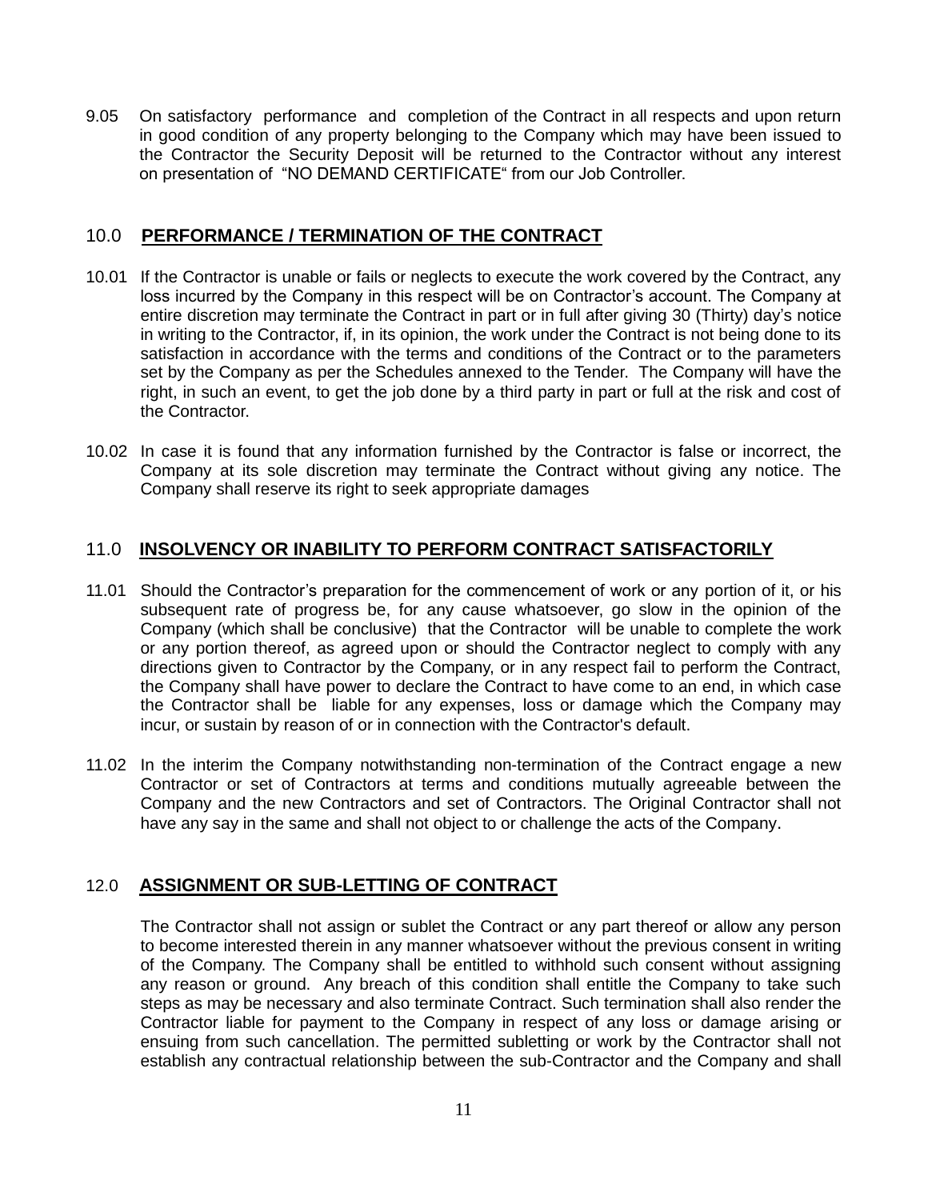9.05 On satisfactory performance and completion of the Contract in all respects and upon return in good condition of any property belonging to the Company which may have been issued to the Contractor the Security Deposit will be returned to the Contractor without any interest on presentation of "NO DEMAND CERTIFICATE" from our Job Controller.

## 10.0 PERFORMANCE / TERMINATION OF THE CONTRACT

10.01 If the Contractor is unable or fails or neglects to execute the work covered by the Contract, any loss incurred by the Company in this respect will be on Contractor's account. The Company at entire discretion may terminate the Contract in part or in full after giving 30 (Thirty) day's notice in writing to the Contractor, if, in its opinion, the work under the Contract is not being done to its satisfaction in accordance with the terms and conditions of the Contract or to the parameters set by the Company as per the Schedules annexed to the Tender. The Company will have the right, in such an event, to get the job done by a third party in part or full at the risk and cost of the Contractor.

10.02 In case it is found that any information furnished by the Contractor is false or incorrect, the Company at its sole discretion may terminate the Contract without giving any notice. The Company shall reserve its right to seek appropriate damages

## 11.0 INSOLVENCY OR INABILITY TO PERFORM CONTRACT SATISFACTORILY

11.01 Should the Contractor's preparation for the commencement of work or any portion of it, or his subsequent rate of progress be, for any cause whatsoever, go slow in the opinion of the Company (which shall be conclusive) that the Contractor will be unable to complete the work or any portion thereof, as agreed upon or should the Contractor neglect to comply with any directions given to Contractor by the Company, or in any respect fail to perform the Contract, the Company shall have power to declare the Contract to have come to an end, in which case the Contractor shall be liable for any expenses, loss or damage which the Company may incur, or sustain by reason of or in connection with the Contractor's default.

11.02 In the interim the Company notwithstanding non-termination of the Contract engage a new Contractor or set of Contractors at terms and conditions mutually agreeable between the Company and the new Contractors and set of Contractors. The Original Contractor shall not have any say in the same and shall not object to or challenge the acts of the Company.

## 12.0 ASSIGNMENT OR SUB-LETTING OF CONTRACT

The Contractor shall not assign or sublet the Contract or any part thereof or allow any person to become interested therein in any manner whatsoever without the previous consent in writing of the Company. The Company shall be entitled to withhold such consent without assigning any reason or ground. Any breach of this condition shall entitle the Company to take such steps as may be necessary and also terminate Contract. Such termination shall also render the Contractor liable for payment to the Company in respect of any loss or damage arising or ensuing from such cancellation. The permitted subletting or work by the Contractor shall not establish any contractual relationship between the sub-Contractor and the Company and shall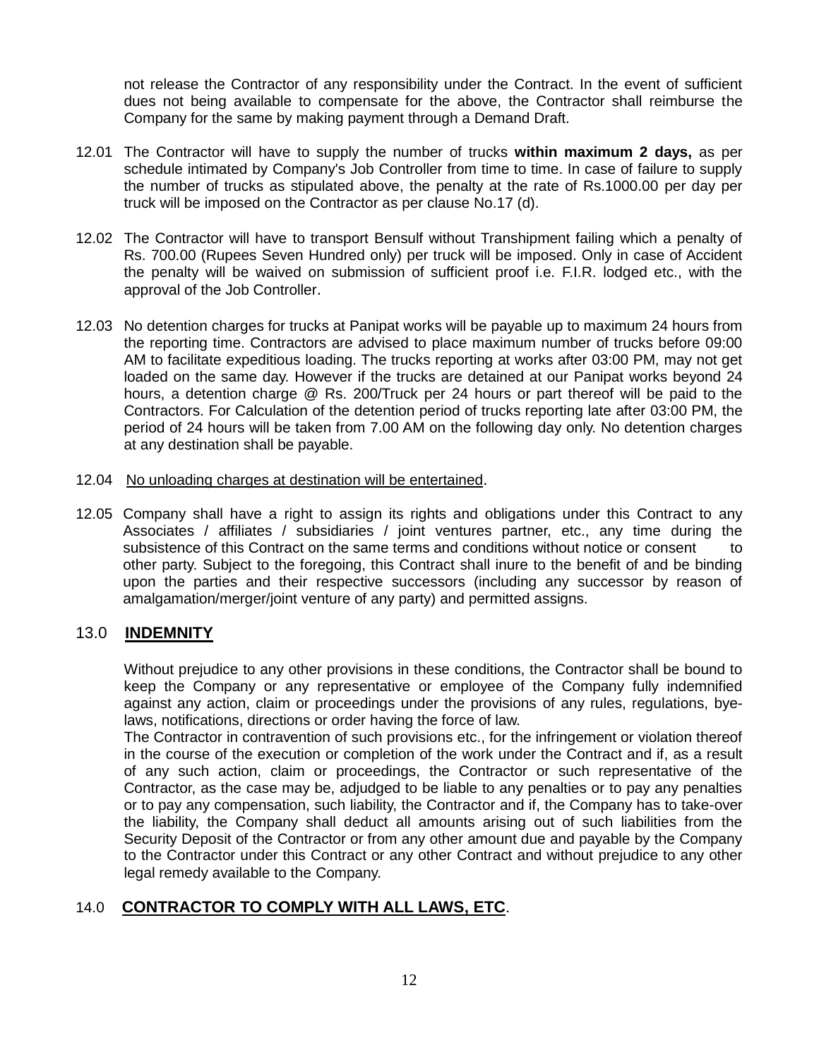not release the Contractor of any responsibility under the Contract. In the event of sufficient dues not being available to compensate for the above, the Contractor shall reimburse the Company for the same by making payment through a Demand Draft.

12.01 The Contractor will have to supply the number of trucks **within maximum 2 days,** as per schedule intimated by Company's Job Controller from time to time. In case of failure to supply the number of trucks as stipulated above, the penalty at the rate of Rs.1000.00 per day per truck will be imposed on the Contractor as per clause No.17 (d).

12.02 The Contractor will have to transport Bensulf without Transhipment failing which a penalty of Rs. 700.00 (Rupees Seven Hundred only) per truck will be imposed. Only in case of Accident the penalty will be waived on submission of sufficient proof i.e. F.I.R. lodged etc., with the approval of the Job Controller.

12.03 No detention charges for trucks at Panipat works will be payable up to maximum 24 hours from the reporting time. Contractors are advised to place maximum number of trucks before 09:00 AM to facilitate expeditious loading. The trucks reporting at works after 03:00 PM, may not get loaded on the same day. However if the trucks are detained at our Panipat works beyond 24 hours, a detention charge @ Rs. 200/Truck per 24 hours or part thereof will be paid to the Contractors. For Calculation of the detention period of trucks reporting late after 03:00 PM, the period of 24 hours will be taken from 7.00 AM on the following day only. No detention charges at any destination shall be payable.

12.04 <u>No unloading charges at destination will be entertained</u>.

12.05 Company shall have a right to assign its rights and obligations under this Contract to any Associates / affiliates / subsidiaries / joint ventures partner, etc., any time during the subsistence of this Contract on the same terms and conditions without notice or consent to other party. Subject to the foregoing, this Contract shall inure to the benefit of and be binding upon the parties and their respective successors (including any successor by reason of amalgamation/merger/joint venture of any party) and permitted assigns.

## 13.0 **INDEMNITY**

Without prejudice to any other provisions in these conditions, the Contractor shall be bound to keep the Company or any representative or employee of the Company fully indemnified against any action, claim or proceedings under the provisions of any rules, regulations, bye-laws, notifications, directions or order having the force of law.

The Contractor in contravention of such provisions etc., for the infringement or violation thereof in the course of the execution or completion of the work under the Contract and if, as a result of any such action, claim or proceedings, the Contractor or such representative of the Contractor, as the case may be, adjudged to be liable to any penalties or to pay any penalties or to pay any compensation, such liability, the Contractor and if, the Company has to take-over the liability, the Company shall deduct all amounts arising out of such liabilities from the Security Deposit of the Contractor or from any other amount due and payable by the Company to the Contractor under this Contract or any other Contract and without prejudice to any other legal remedy available to the Company.

## 14.0 **CONTRACTOR TO COMPLY WITH ALL LAWS, ETC**.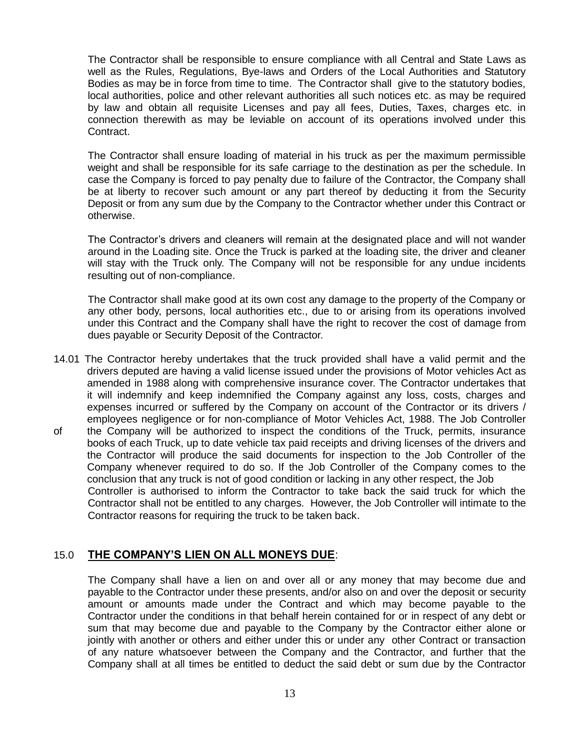The Contractor shall be responsible to ensure compliance with all Central and State Laws as well as the Rules, Regulations, Bye-laws and Orders of the Local Authorities and Statutory Bodies as may be in force from time to time. The Contractor shall give to the statutory bodies, local authorities, police and other relevant authorities all such notices etc. as may be required by law and obtain all requisite Licenses and pay all fees, Duties, Taxes, charges etc. in connection therewith as may be leviable on account of its operations involved under this Contract.

The Contractor shall ensure loading of material in his truck as per the maximum permissible weight and shall be responsible for its safe carriage to the destination as per the schedule. In case the Company is forced to pay penalty due to failure of the Contractor, the Company shall be at liberty to recover such amount or any part thereof by deducting it from the Security Deposit or from any sum due by the Company to the Contractor whether under this Contract or otherwise.

The Contractor's drivers and cleaners will remain at the designated place and will not wander around in the Loading site. Once the Truck is parked at the loading site, the driver and cleaner will stay with the Truck only. The Company will not be responsible for any undue incidents resulting out of non-compliance.

The Contractor shall make good at its own cost any damage to the property of the Company or any other body, persons, local authorities etc., due to or arising from its operations involved under this Contract and the Company shall have the right to recover the cost of damage from dues payable or Security Deposit of the Contractor.

14.01 The Contractor hereby undertakes that the truck provided shall have a valid permit and the drivers deputed are having a valid license issued under the provisions of Motor vehicles Act as amended in 1988 along with comprehensive insurance cover. The Contractor undertakes that it will indemnify and keep indemnified the Company against any loss, costs, charges and expenses incurred or suffered by the Company on account of the Contractor or its drivers / employees negligence or for non-compliance of Motor Vehicles Act, 1988. The Job Controller of the Company will be authorized to inspect the conditions of the Truck, permits, insurance books of each Truck, up to date vehicle tax paid receipts and driving licenses of the drivers and the Contractor will produce the said documents for inspection to the Job Controller of the Company whenever required to do so. If the Job Controller of the Company comes to the conclusion that any truck is not of good condition or lacking in any other respect, the Job Controller is authorised to inform the Contractor to take back the said truck for which the Contractor shall not be entitled to any charges. However, the Job Controller will intimate to the Contractor reasons for requiring the truck to be taken back.

## 15.0 THE COMPANY'S LIEN ON ALL MONEYS DUE:

The Company shall have a lien on and over all or any money that may become due and payable to the Contractor under these presents, and/or also on and over the deposit or security amount or amounts made under the Contract and which may become payable to the Contractor under the conditions in that behalf herein contained for or in respect of any debt or sum that may become due and payable to the Company by the Contractor either alone or jointly with another or others and either under this or under any other Contract or transaction of any nature whatsoever between the Company and the Contractor, and further that the Company shall at all times be entitled to deduct the said debt or sum due by the Contractor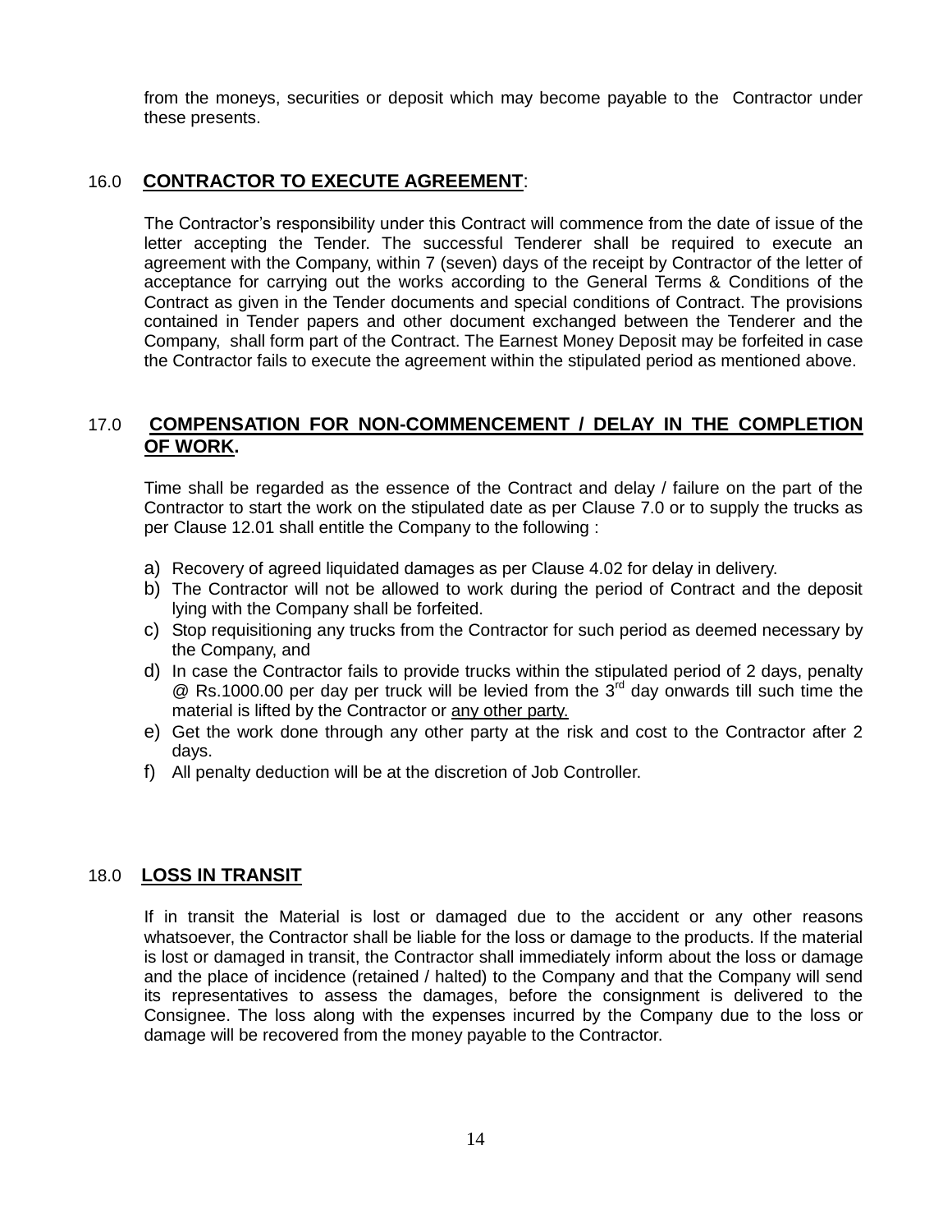from the moneys, securities or deposit which may become payable to the Contractor under these presents.

## 16.0 **CONTRACTOR TO EXECUTE AGREEMENT**:

The Contractor's responsibility under this Contract will commence from the date of issue of the letter accepting the Tender. The successful Tenderer shall be required to execute an agreement with the Company, within 7 (seven) days of the receipt by Contractor of the letter of acceptance for carrying out the works according to the General Terms & Conditions of the Contract as given in the Tender documents and special conditions of Contract. The provisions contained in Tender papers and other document exchanged between the Tenderer and the Company, shall form part of the Contract. The Earnest Money Deposit may be forfeited in case the Contractor fails to execute the agreement within the stipulated period as mentioned above.

## 17.0 **COMPENSATION FOR NON-COMMENCEMENT / DELAY IN THE COMPLETION OF WORK.**

Time shall be regarded as the essence of the Contract and delay / failure on the part of the Contractor to start the work on the stipulated date as per Clause 7.0 or to supply the trucks as per Clause 12.01 shall entitle the Company to the following :

a) Recovery of agreed liquidated damages as per Clause 4.02 for delay in delivery.
b) The Contractor will not be allowed to work during the period of Contract and the deposit lying with the Company shall be forfeited.
c) Stop requisitioning any trucks from the Contractor for such period as deemed necessary by the Company, and
d) In case the Contractor fails to provide trucks within the stipulated period of 2 days, penalty @ Rs.1000.00 per day per truck will be levied from the 3rd day onwards till such time the material is lifted by the Contractor or <u>any other party.</u>
e) Get the work done through any other party at the risk and cost to the Contractor after 2 days.
f) All penalty deduction will be at the discretion of Job Controller.

## 18.0 **LOSS IN TRANSIT**

If in transit the Material is lost or damaged due to the accident or any other reasons whatsoever, the Contractor shall be liable for the loss or damage to the products. If the material is lost or damaged in transit, the Contractor shall immediately inform about the loss or damage and the place of incidence (retained / halted) to the Company and that the Company will send its representatives to assess the damages, before the consignment is delivered to the Consignee. The loss along with the expenses incurred by the Company due to the loss or damage will be recovered from the money payable to the Contractor.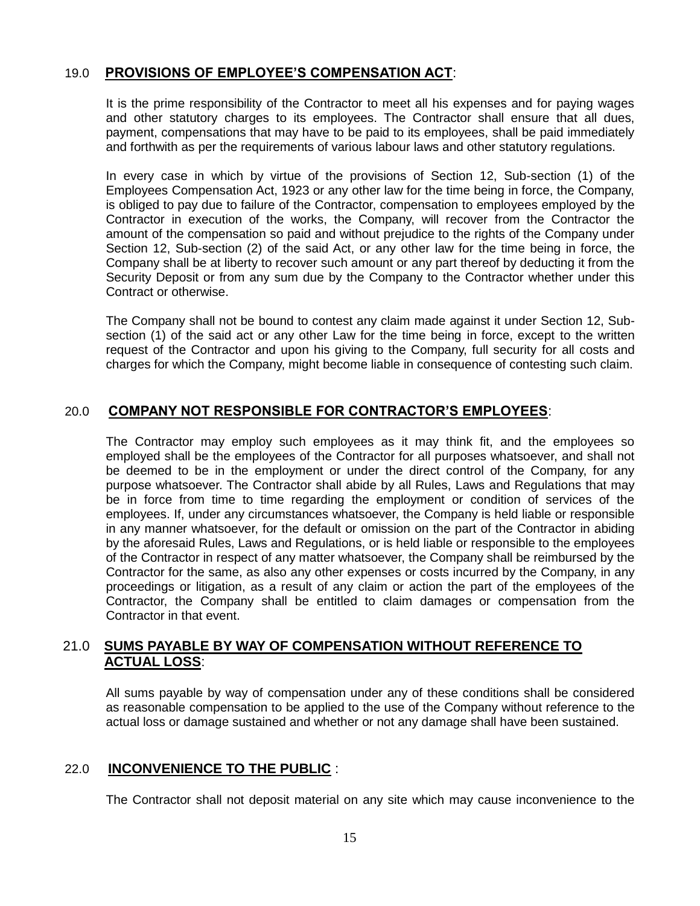## 19.0 **PROVISIONS OF EMPLOYEE'S COMPENSATION ACT**:

It is the prime responsibility of the Contractor to meet all his expenses and for paying wages and other statutory charges to its employees. The Contractor shall ensure that all dues, payment, compensations that may have to be paid to its employees, shall be paid immediately and forthwith as per the requirements of various labour laws and other statutory regulations.

In every case in which by virtue of the provisions of Section 12, Sub-section (1) of the Employees Compensation Act, 1923 or any other law for the time being in force, the Company, is obliged to pay due to failure of the Contractor, compensation to employees employed by the Contractor in execution of the works, the Company, will recover from the Contractor the amount of the compensation so paid and without prejudice to the rights of the Company under Section 12, Sub-section (2) of the said Act, or any other law for the time being in force, the Company shall be at liberty to recover such amount or any part thereof by deducting it from the Security Deposit or from any sum due by the Company to the Contractor whether under this Contract or otherwise.

The Company shall not be bound to contest any claim made against it under Section 12, Sub-section (1) of the said act or any other Law for the time being in force, except to the written request of the Contractor and upon his giving to the Company, full security for all costs and charges for which the Company, might become liable in consequence of contesting such claim.

## 20.0 **COMPANY NOT RESPONSIBLE FOR CONTRACTOR'S EMPLOYEES**:

The Contractor may employ such employees as it may think fit, and the employees so employed shall be the employees of the Contractor for all purposes whatsoever, and shall not be deemed to be in the employment or under the direct control of the Company, for any purpose whatsoever. The Contractor shall abide by all Rules, Laws and Regulations that may be in force from time to time regarding the employment or condition of services of the employees. If, under any circumstances whatsoever, the Company is held liable or responsible in any manner whatsoever, for the default or omission on the part of the Contractor in abiding by the aforesaid Rules, Laws and Regulations, or is held liable or responsible to the employees of the Contractor in respect of any matter whatsoever, the Company shall be reimbursed by the Contractor for the same, as also any other expenses or costs incurred by the Company, in any proceedings or litigation, as a result of any claim or action the part of the employees of the Contractor, the Company shall be entitled to claim damages or compensation from the Contractor in that event.

## 21.0 **SUMS PAYABLE BY WAY OF COMPENSATION WITHOUT REFERENCE TO ACTUAL LOSS**:

All sums payable by way of compensation under any of these conditions shall be considered as reasonable compensation to be applied to the use of the Company without reference to the actual loss or damage sustained and whether or not any damage shall have been sustained.

## 22.0 **INCONVENIENCE TO THE PUBLIC** :

The Contractor shall not deposit material on any site which may cause inconvenience to the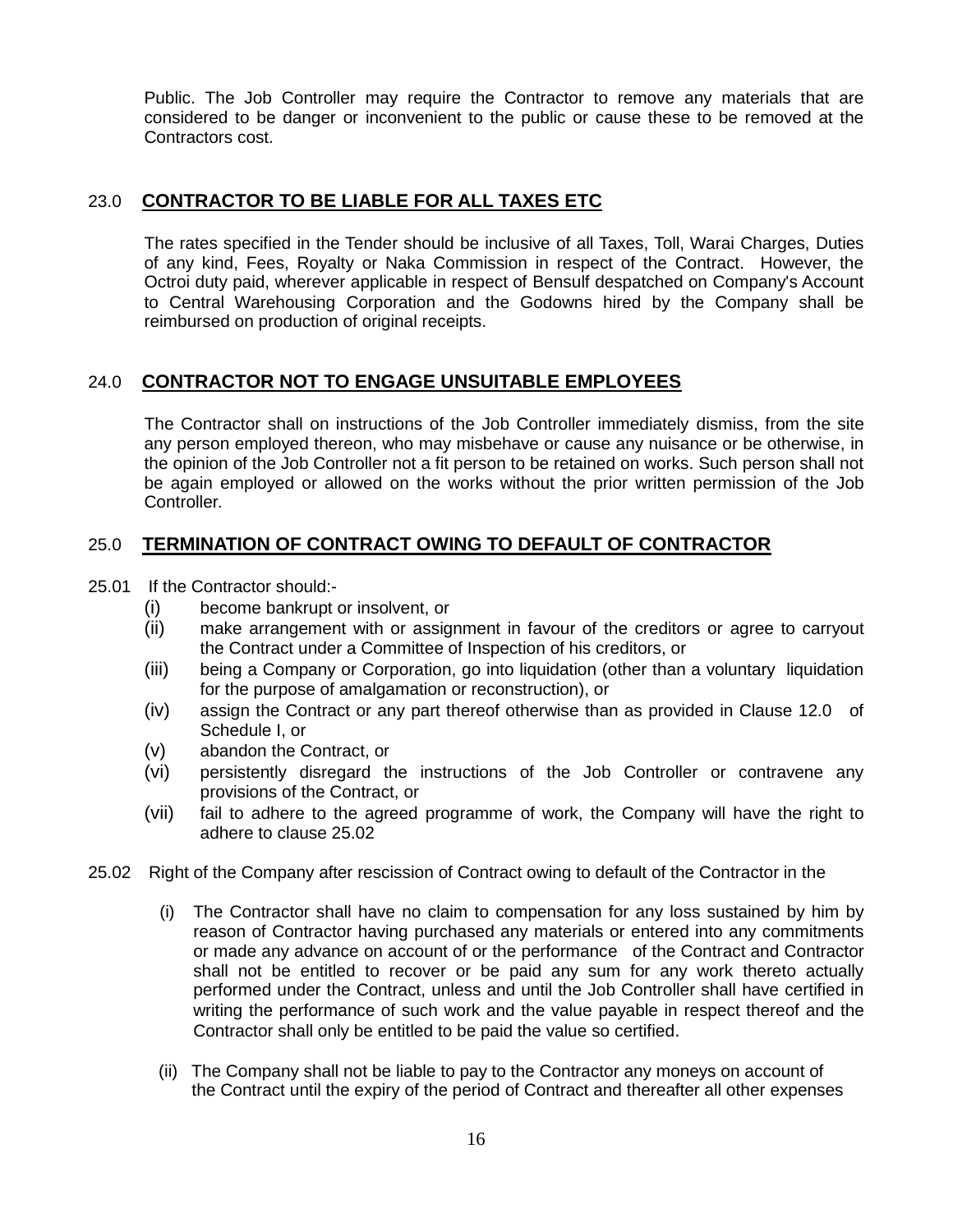Public. The Job Controller may require the Contractor to remove any materials that are considered to be danger or inconvenient to the public or cause these to be removed at the Contractors cost.

## 23.0 CONTRACTOR TO BE LIABLE FOR ALL TAXES ETC

The rates specified in the Tender should be inclusive of all Taxes, Toll, Warai Charges, Duties of any kind, Fees, Royalty or Naka Commission in respect of the Contract. However, the Octroi duty paid, wherever applicable in respect of Bensulf despatched on Company's Account to Central Warehousing Corporation and the Godowns hired by the Company shall be reimbursed on production of original receipts.

## 24.0 CONTRACTOR NOT TO ENGAGE UNSUITABLE EMPLOYEES

The Contractor shall on instructions of the Job Controller immediately dismiss, from the site any person employed thereon, who may misbehave or cause any nuisance or be otherwise, in the opinion of the Job Controller not a fit person to be retained on works. Such person shall not be again employed or allowed on the works without the prior written permission of the Job Controller.

## 25.0 TERMINATION OF CONTRACT OWING TO DEFAULT OF CONTRACTOR

25.01 If the Contractor should:-

- (i) become bankrupt or insolvent, or
- (ii) make arrangement with or assignment in favour of the creditors or agree to carryout the Contract under a Committee of Inspection of his creditors, or
- (iii) being a Company or Corporation, go into liquidation (other than a voluntary liquidation for the purpose of amalgamation or reconstruction), or
- (iv) assign the Contract or any part thereof otherwise than as provided in Clause 12.0 of Schedule I, or
- (v) abandon the Contract, or
- (vi) persistently disregard the instructions of the Job Controller or contravene any provisions of the Contract, or
- (vii) fail to adhere to the agreed programme of work, the Company will have the right to adhere to clause 25.02

25.02 Right of the Company after rescission of Contract owing to default of the Contractor in the

- (i) The Contractor shall have no claim to compensation for any loss sustained by him by reason of Contractor having purchased any materials or entered into any commitments or made any advance on account of or the performance of the Contract and Contractor shall not be entitled to recover or be paid any sum for any work thereto actually performed under the Contract, unless and until the Job Controller shall have certified in writing the performance of such work and the value payable in respect thereof and the Contractor shall only be entitled to be paid the value so certified.

- (ii) The Company shall not be liable to pay to the Contractor any moneys on account of the Contract until the expiry of the period of Contract and thereafter all other expenses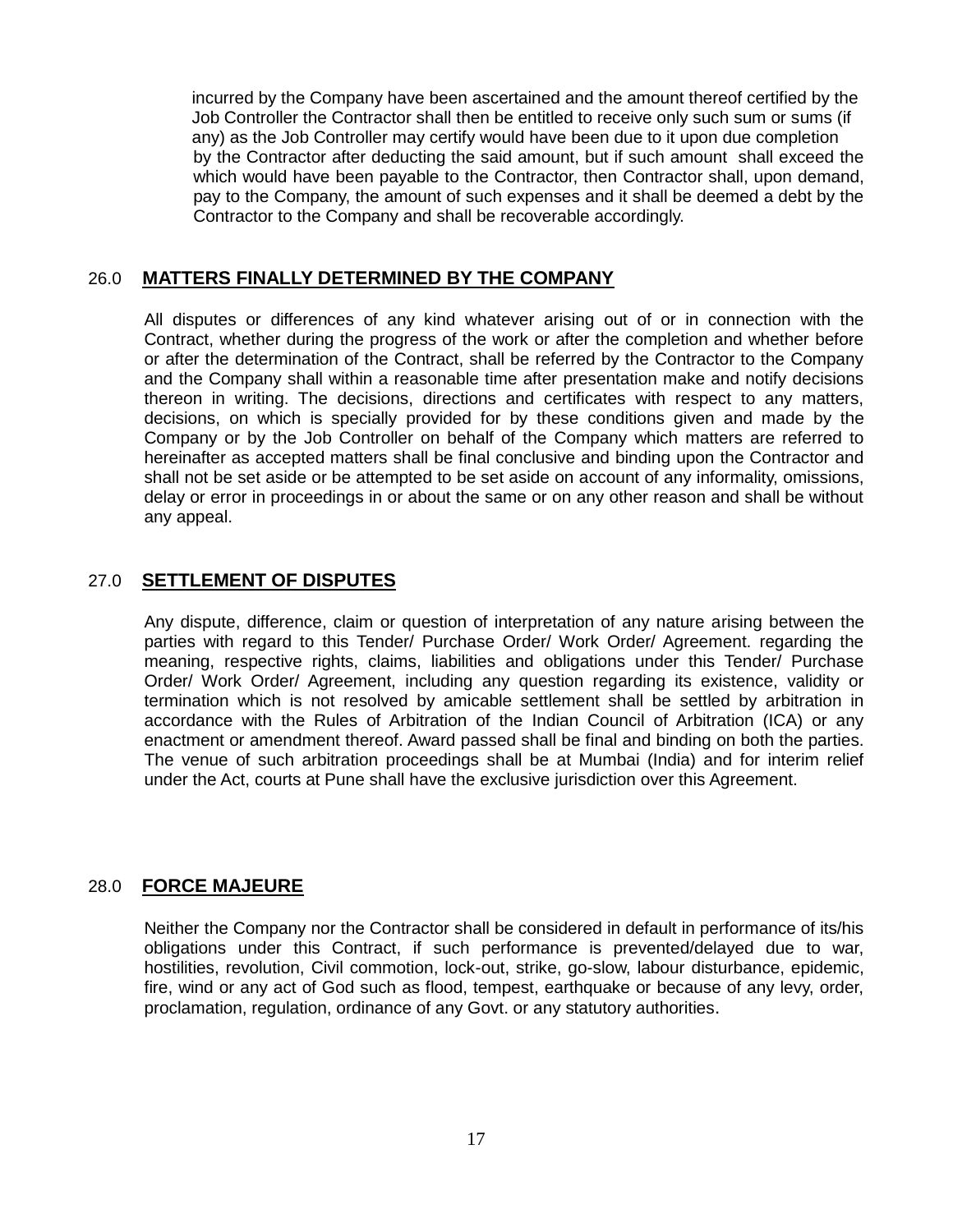incurred by the Company have been ascertained and the amount thereof certified by the Job Controller the Contractor shall then be entitled to receive only such sum or sums (if any) as the Job Controller may certify would have been due to it upon due completion by the Contractor after deducting the said amount, but if such amount shall exceed the which would have been payable to the Contractor, then Contractor shall, upon demand, pay to the Company, the amount of such expenses and it shall be deemed a debt by the Contractor to the Company and shall be recoverable accordingly.

## 26.0 MATTERS FINALLY DETERMINED BY THE COMPANY

All disputes or differences of any kind whatever arising out of or in connection with the Contract, whether during the progress of the work or after the completion and whether before or after the determination of the Contract, shall be referred by the Contractor to the Company and the Company shall within a reasonable time after presentation make and notify decisions thereon in writing. The decisions, directions and certificates with respect to any matters, decisions, on which is specially provided for by these conditions given and made by the Company or by the Job Controller on behalf of the Company which matters are referred to hereinafter as accepted matters shall be final conclusive and binding upon the Contractor and shall not be set aside or be attempted to be set aside on account of any informality, omissions, delay or error in proceedings in or about the same or on any other reason and shall be without any appeal.

## 27.0 SETTLEMENT OF DISPUTES

Any dispute, difference, claim or question of interpretation of any nature arising between the parties with regard to this Tender/ Purchase Order/ Work Order/ Agreement. regarding the meaning, respective rights, claims, liabilities and obligations under this Tender/ Purchase Order/ Work Order/ Agreement, including any question regarding its existence, validity or termination which is not resolved by amicable settlement shall be settled by arbitration in accordance with the Rules of Arbitration of the Indian Council of Arbitration (ICA) or any enactment or amendment thereof. Award passed shall be final and binding on both the parties. The venue of such arbitration proceedings shall be at Mumbai (India) and for interim relief under the Act, courts at Pune shall have the exclusive jurisdiction over this Agreement.

## 28.0 FORCE MAJEURE

Neither the Company nor the Contractor shall be considered in default in performance of its/his obligations under this Contract, if such performance is prevented/delayed due to war, hostilities, revolution, Civil commotion, lock-out, strike, go-slow, labour disturbance, epidemic, fire, wind or any act of God such as flood, tempest, earthquake or because of any levy, order, proclamation, regulation, ordinance of any Govt. or any statutory authorities.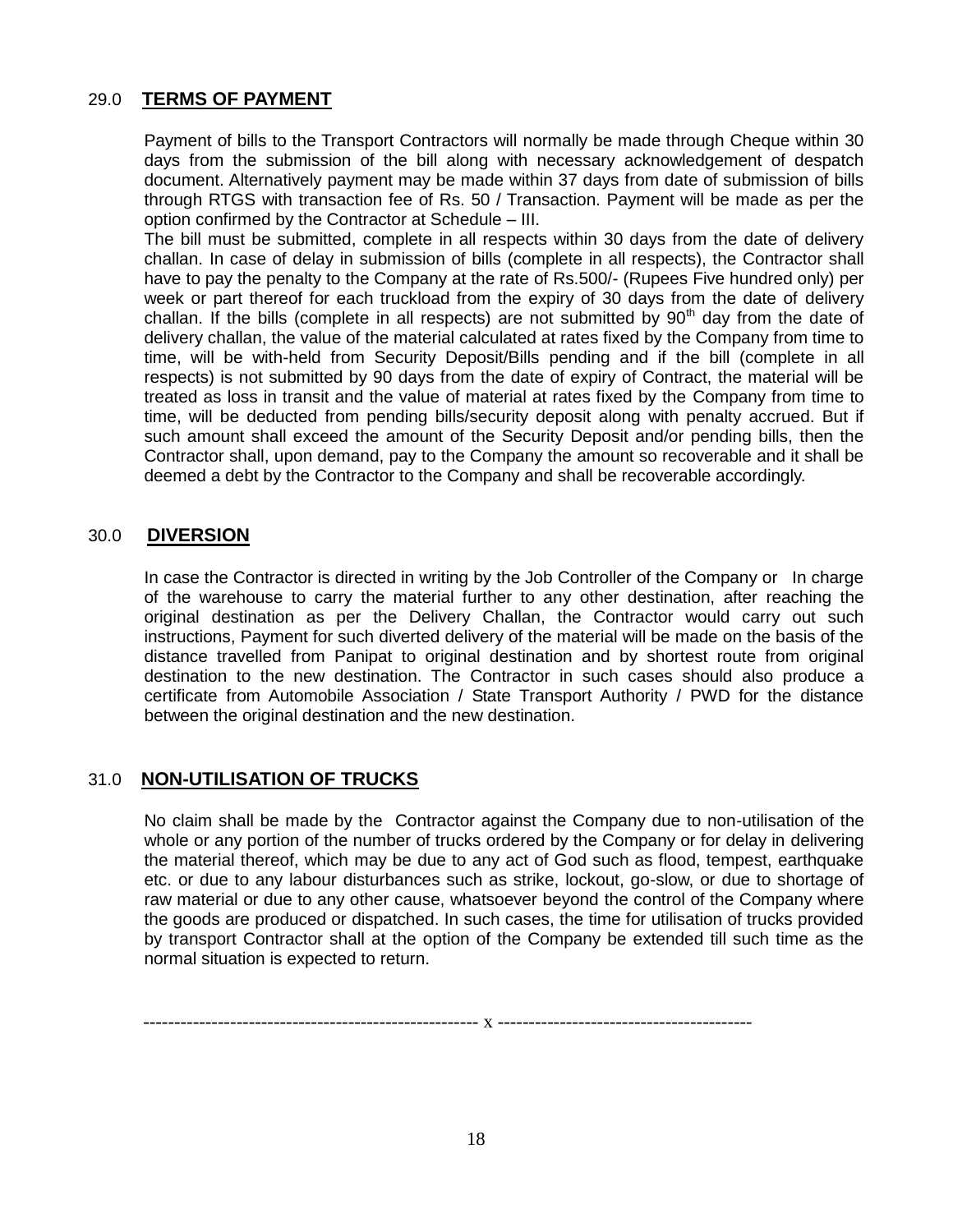## 29.0 TERMS OF PAYMENT

Payment of bills to the Transport Contractors will normally be made through Cheque within 30 days from the submission of the bill along with necessary acknowledgement of despatch document. Alternatively payment may be made within 37 days from date of submission of bills through RTGS with transaction fee of Rs. 50 / Transaction. Payment will be made as per the option confirmed by the Contractor at Schedule – III.

The bill must be submitted, complete in all respects within 30 days from the date of delivery challan. In case of delay in submission of bills (complete in all respects), the Contractor shall have to pay the penalty to the Company at the rate of Rs.500/- (Rupees Five hundred only) per week or part thereof for each truckload from the expiry of 30 days from the date of delivery challan. If the bills (complete in all respects) are not submitted by 90th day from the date of delivery challan, the value of the material calculated at rates fixed by the Company from time to time, will be with-held from Security Deposit/Bills pending and if the bill (complete in all respects) is not submitted by 90 days from the date of expiry of Contract, the material will be treated as loss in transit and the value of material at rates fixed by the Company from time to time, will be deducted from pending bills/security deposit along with penalty accrued. But if such amount shall exceed the amount of the Security Deposit and/or pending bills, then the Contractor shall, upon demand, pay to the Company the amount so recoverable and it shall be deemed a debt by the Contractor to the Company and shall be recoverable accordingly.

## 30.0 DIVERSION

In case the Contractor is directed in writing by the Job Controller of the Company or In charge of the warehouse to carry the material further to any other destination, after reaching the original destination as per the Delivery Challan, the Contractor would carry out such instructions, Payment for such diverted delivery of the material will be made on the basis of the distance travelled from Panipat to original destination and by shortest route from original destination to the new destination. The Contractor in such cases should also produce a certificate from Automobile Association / State Transport Authority / PWD for the distance between the original destination and the new destination.

## 31.0 NON-UTILISATION OF TRUCKS

No claim shall be made by the Contractor against the Company due to non-utilisation of the whole or any portion of the number of trucks ordered by the Company or for delay in delivering the material thereof, which may be due to any act of God such as flood, tempest, earthquake etc. or due to any labour disturbances such as strike, lockout, go-slow, or due to shortage of raw material or due to any other cause, whatsoever beyond the control of the Company where the goods are produced or dispatched. In such cases, the time for utilisation of trucks provided by transport Contractor shall at the option of the Company be extended till such time as the normal situation is expected to return.

------------------------------------------------------ x -----------------------------------------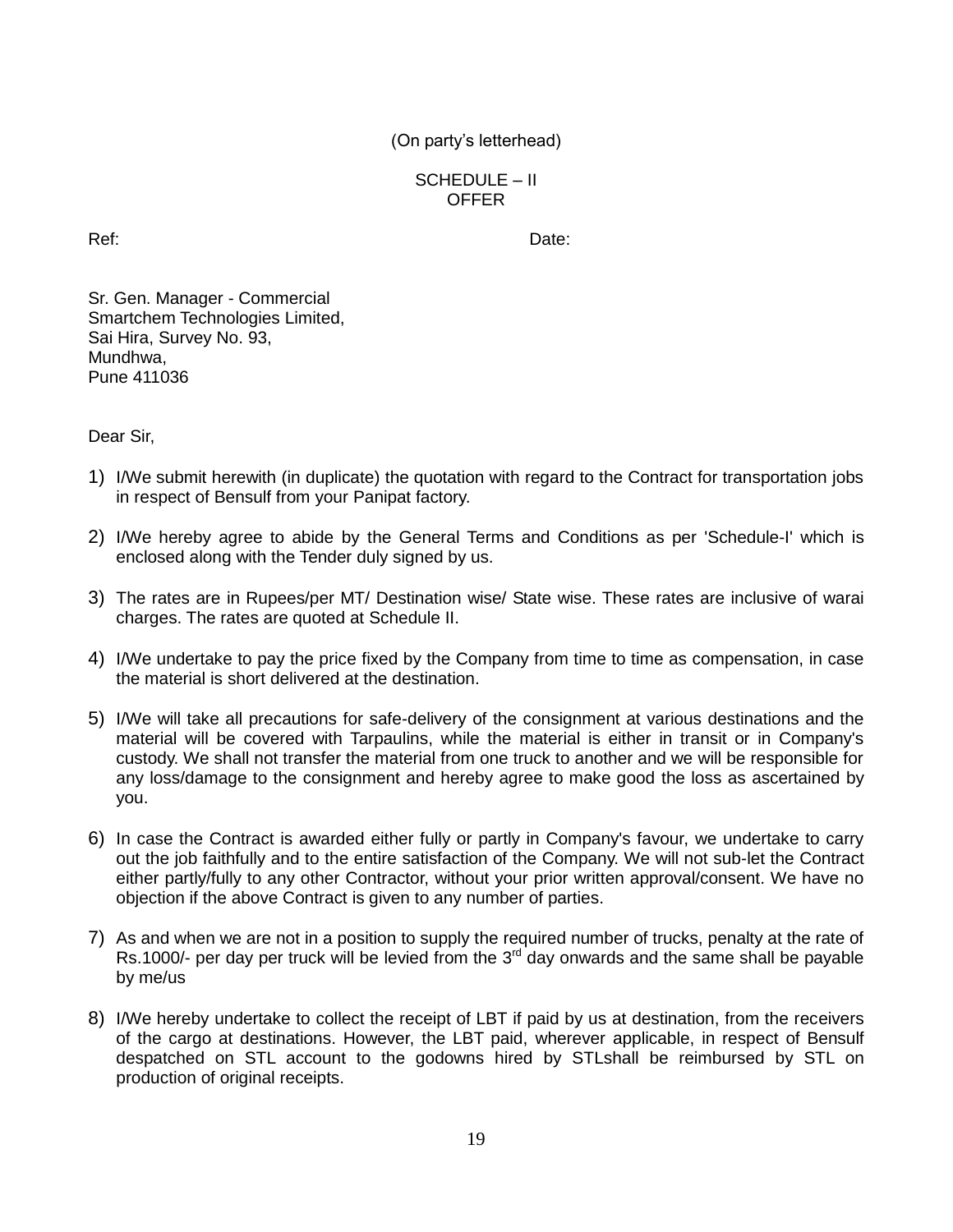(On party's letterhead)

SCHEDULE – II
OFFER

Ref: Date:

Sr. Gen. Manager - Commercial
Smartchem Technologies Limited,
Sai Hira, Survey No. 93,
Mundhwa,
Pune 411036

Dear Sir,

1) I/We submit herewith (in duplicate) the quotation with regard to the Contract for transportation jobs in respect of Bensulf from your Panipat factory.

2) I/We hereby agree to abide by the General Terms and Conditions as per 'Schedule-I' which is enclosed along with the Tender duly signed by us.

3) The rates are in Rupees/per MT/ Destination wise/ State wise. These rates are inclusive of warai charges. The rates are quoted at Schedule II.

4) I/We undertake to pay the price fixed by the Company from time to time as compensation, in case the material is short delivered at the destination.

5) I/We will take all precautions for safe-delivery of the consignment at various destinations and the material will be covered with Tarpaulins, while the material is either in transit or in Company's custody. We shall not transfer the material from one truck to another and we will be responsible for any loss/damage to the consignment and hereby agree to make good the loss as ascertained by you.

6) In case the Contract is awarded either fully or partly in Company's favour, we undertake to carry out the job faithfully and to the entire satisfaction of the Company. We will not sub-let the Contract either partly/fully to any other Contractor, without your prior written approval/consent. We have no objection if the above Contract is given to any number of parties.

7) As and when we are not in a position to supply the required number of trucks, penalty at the rate of Rs.1000/- per day per truck will be levied from the 3rd day onwards and the same shall be payable by me/us

8) I/We hereby undertake to collect the receipt of LBT if paid by us at destination, from the receivers of the cargo at destinations. However, the LBT paid, wherever applicable, in respect of Bensulf despatched on STL account to the godowns hired by STLshall be reimbursed by STL on production of original receipts.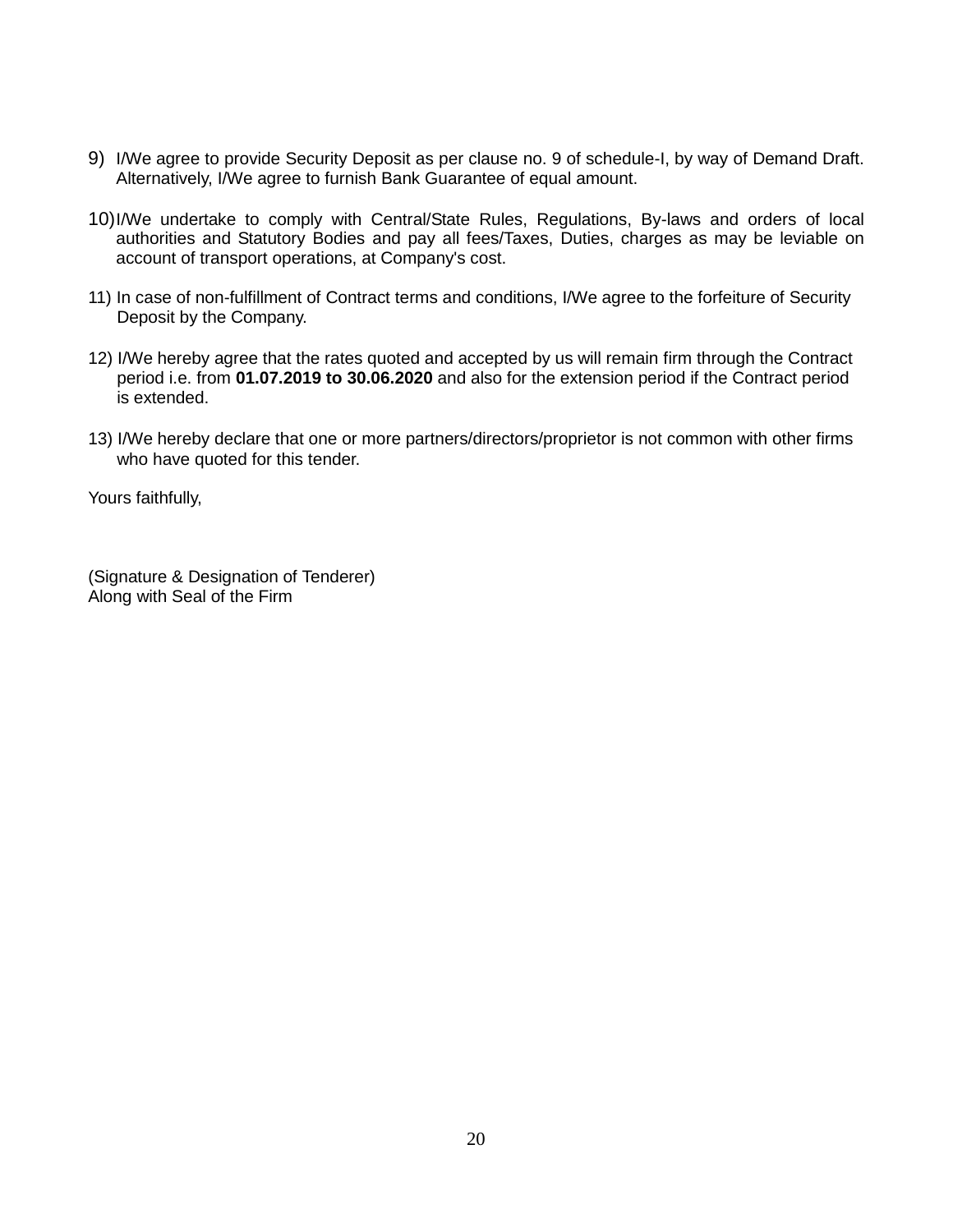9) I/We agree to provide Security Deposit as per clause no. 9 of schedule-I, by way of Demand Draft. Alternatively, I/We agree to furnish Bank Guarantee of equal amount.

10) I/We undertake to comply with Central/State Rules, Regulations, By-laws and orders of local authorities and Statutory Bodies and pay all fees/Taxes, Duties, charges as may be leviable on account of transport operations, at Company's cost.

11) In case of non-fulfillment of Contract terms and conditions, I/We agree to the forfeiture of Security Deposit by the Company.

12) I/We hereby agree that the rates quoted and accepted by us will remain firm through the Contract period i.e. from **01.07.2019 to 30.06.2020** and also for the extension period if the Contract period is extended.

13) I/We hereby declare that one or more partners/directors/proprietor is not common with other firms who have quoted for this tender.

Yours faithfully,

(Signature & Designation of Tenderer)
Along with Seal of the Firm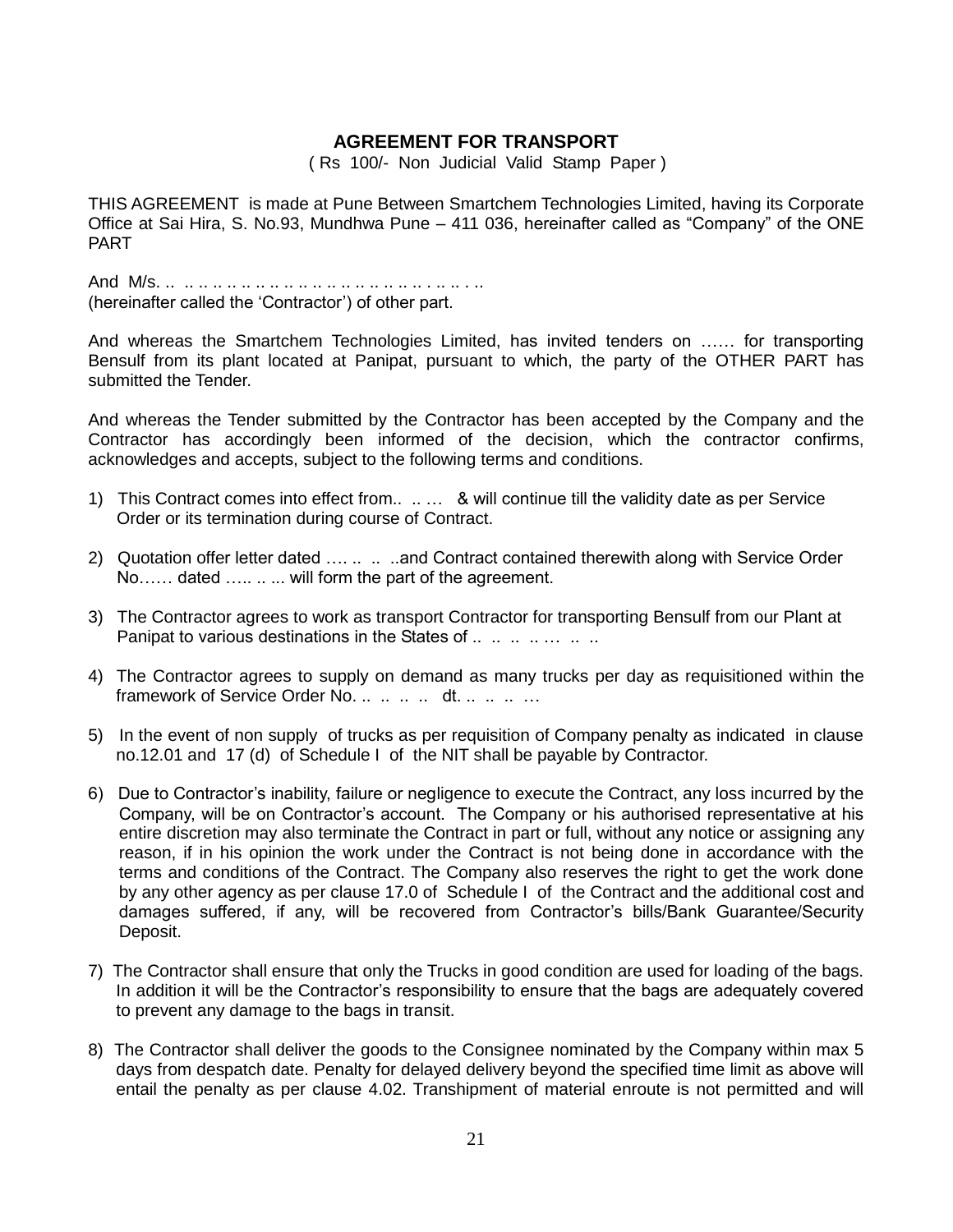## AGREEMENT FOR TRANSPORT

( Rs 100/- Non Judicial Valid Stamp Paper )

THIS AGREEMENT is made at Pune Between Smartchem Technologies Limited, having its Corporate Office at Sai Hira, S. No.93, Mundhwa Pune – 411 036, hereinafter called as "Company" of the ONE PART

And M/s. .. .. .. .. .. .. .. .. .. .. .. .. .. .. .. .. .. .. .. . .. .. . ..
(hereinafter called the 'Contractor') of other part.

And whereas the Smartchem Technologies Limited, has invited tenders on …… for transporting Bensulf from its plant located at Panipat, pursuant to which, the party of the OTHER PART has submitted the Tender.

And whereas the Tender submitted by the Contractor has been accepted by the Company and the Contractor has accordingly been informed of the decision, which the contractor confirms, acknowledges and accepts, subject to the following terms and conditions.

1) This Contract comes into effect from.. .. … & will continue till the validity date as per Service Order or its termination during course of Contract.

2) Quotation offer letter dated …. .. .. ..and Contract contained therewith along with Service Order No…… dated ….. .. ... will form the part of the agreement.

3) The Contractor agrees to work as transport Contractor for transporting Bensulf from our Plant at Panipat to various destinations in the States of .. .. .. .. … .. ..

4) The Contractor agrees to supply on demand as many trucks per day as requisitioned within the framework of Service Order No. .. .. .. .. dt. .. .. .. …

5) In the event of non supply of trucks as per requisition of Company penalty as indicated in clause no.12.01 and 17 (d) of Schedule I of the NIT shall be payable by Contractor.

6) Due to Contractor's inability, failure or negligence to execute the Contract, any loss incurred by the Company, will be on Contractor's account. The Company or his authorised representative at his entire discretion may also terminate the Contract in part or full, without any notice or assigning any reason, if in his opinion the work under the Contract is not being done in accordance with the terms and conditions of the Contract. The Company also reserves the right to get the work done by any other agency as per clause 17.0 of Schedule I of the Contract and the additional cost and damages suffered, if any, will be recovered from Contractor's bills/Bank Guarantee/Security Deposit.

7) The Contractor shall ensure that only the Trucks in good condition are used for loading of the bags. In addition it will be the Contractor's responsibility to ensure that the bags are adequately covered to prevent any damage to the bags in transit.

8) The Contractor shall deliver the goods to the Consignee nominated by the Company within max 5 days from despatch date. Penalty for delayed delivery beyond the specified time limit as above will entail the penalty as per clause 4.02. Transhipment of material enroute is not permitted and will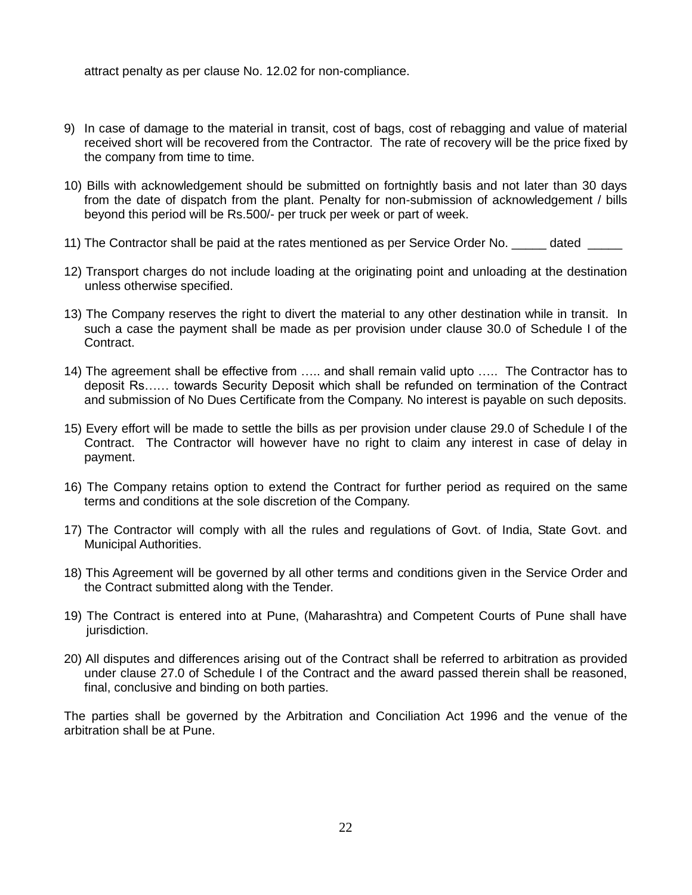attract penalty as per clause No. 12.02 for non-compliance.

9) In case of damage to the material in transit, cost of bags, cost of rebagging and value of material received short will be recovered from the Contractor. The rate of recovery will be the price fixed by the company from time to time.

10) Bills with acknowledgement should be submitted on fortnightly basis and not later than 30 days from the date of dispatch from the plant. Penalty for non-submission of acknowledgement / bills beyond this period will be Rs.500/- per truck per week or part of week.

11) The Contractor shall be paid at the rates mentioned as per Service Order No. _____ dated _____

12) Transport charges do not include loading at the originating point and unloading at the destination unless otherwise specified.

13) The Company reserves the right to divert the material to any other destination while in transit. In such a case the payment shall be made as per provision under clause 30.0 of Schedule I of the Contract.

14) The agreement shall be effective from ….. and shall remain valid upto ….. The Contractor has to deposit Rs…… towards Security Deposit which shall be refunded on termination of the Contract and submission of No Dues Certificate from the Company. No interest is payable on such deposits.

15) Every effort will be made to settle the bills as per provision under clause 29.0 of Schedule I of the Contract. The Contractor will however have no right to claim any interest in case of delay in payment.

16) The Company retains option to extend the Contract for further period as required on the same terms and conditions at the sole discretion of the Company.

17) The Contractor will comply with all the rules and regulations of Govt. of India, State Govt. and Municipal Authorities.

18) This Agreement will be governed by all other terms and conditions given in the Service Order and the Contract submitted along with the Tender.

19) The Contract is entered into at Pune, (Maharashtra) and Competent Courts of Pune shall have jurisdiction.

20) All disputes and differences arising out of the Contract shall be referred to arbitration as provided under clause 27.0 of Schedule I of the Contract and the award passed therein shall be reasoned, final, conclusive and binding on both parties.

The parties shall be governed by the Arbitration and Conciliation Act 1996 and the venue of the arbitration shall be at Pune.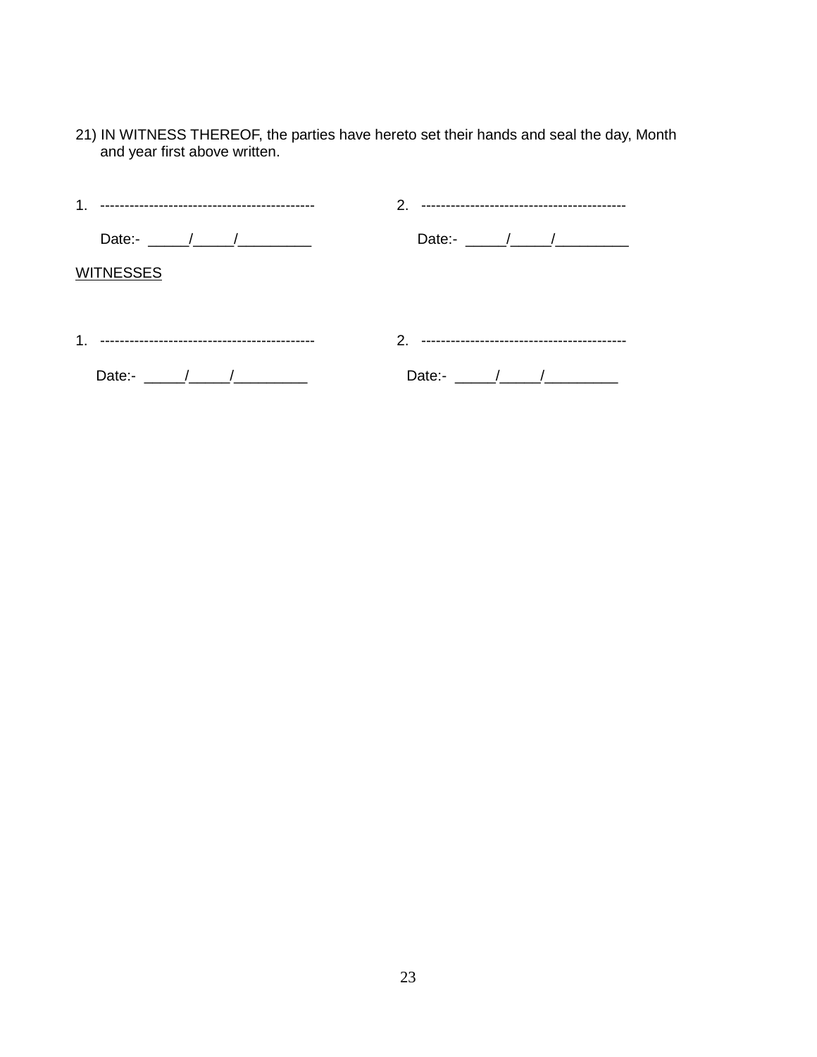21) IN WITNESS THEREOF, the parties have hereto set their hands and seal the day, Month and year first above written.

1. --------------------------------------------

   Date:- _____/_____/_________

2. ------------------------------------------

   Date:- _____/_____/_________

<u>WITNESSES</u>

1. --------------------------------------------

   Date:- _____/_____/_________

2. ------------------------------------------

   Date:- _____/_____/_________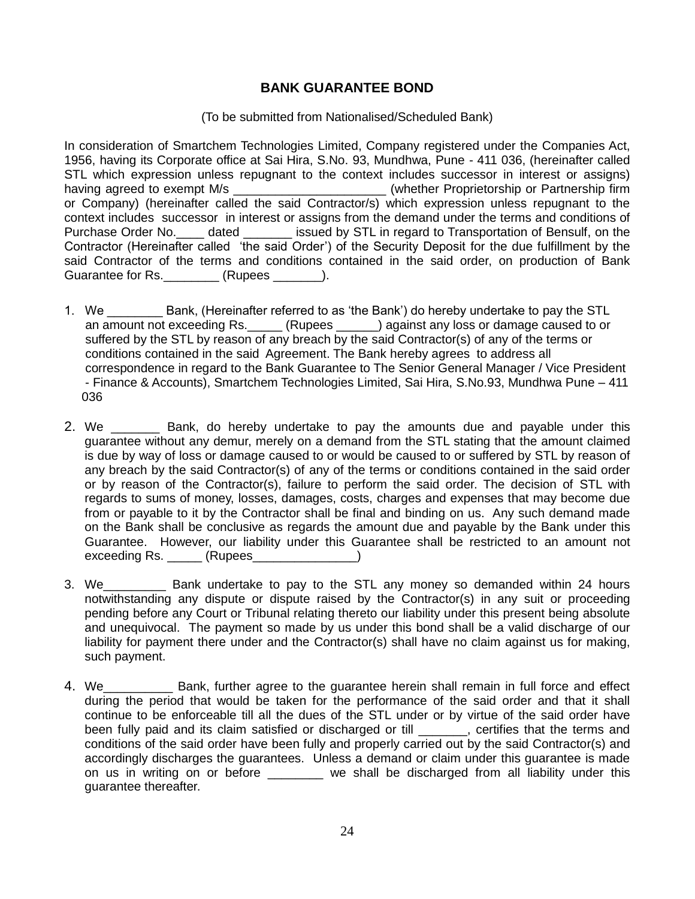## BANK GUARANTEE BOND

(To be submitted from Nationalised/Scheduled Bank)

In consideration of Smartchem Technologies Limited, Company registered under the Companies Act, 1956, having its Corporate office at Sai Hira, S.No. 93, Mundhwa, Pune - 411 036, (hereinafter called STL which expression unless repugnant to the context includes successor in interest or assigns) having agreed to exempt M/s ______________________ (whether Proprietorship or Partnership firm or Company) (hereinafter called the said Contractor/s) which expression unless repugnant to the context includes successor in interest or assigns from the demand under the terms and conditions of Purchase Order No.____ dated _______ issued by STL in regard to Transportation of Bensulf, on the Contractor (Hereinafter called 'the said Order') of the Security Deposit for the due fulfillment by the said Contractor of the terms and conditions contained in the said order, on production of Bank Guarantee for Rs.________ (Rupees _______).

1. We ________ Bank, (Hereinafter referred to as 'the Bank') do hereby undertake to pay the STL an amount not exceeding Rs._____ (Rupees ______) against any loss or damage caused to or suffered by the STL by reason of any breach by the said Contractor(s) of any of the terms or conditions contained in the said Agreement. The Bank hereby agrees to address all correspondence in regard to the Bank Guarantee to The Senior General Manager / Vice President - Finance & Accounts), Smartchem Technologies Limited, Sai Hira, S.No.93, Mundhwa Pune – 411 036

2. We _______ Bank, do hereby undertake to pay the amounts due and payable under this guarantee without any demur, merely on a demand from the STL stating that the amount claimed is due by way of loss or damage caused to or would be caused to or suffered by STL by reason of any breach by the said Contractor(s) of any of the terms or conditions contained in the said order or by reason of the Contractor(s), failure to perform the said order. The decision of STL with regards to sums of money, losses, damages, costs, charges and expenses that may become due from or payable to it by the Contractor shall be final and binding on us. Any such demand made on the Bank shall be conclusive as regards the amount due and payable by the Bank under this Guarantee. However, our liability under this Guarantee shall be restricted to an amount not exceeding Rs. _____ (Rupees_______________)

3. We_________ Bank undertake to pay to the STL any money so demanded within 24 hours notwithstanding any dispute or dispute raised by the Contractor(s) in any suit or proceeding pending before any Court or Tribunal relating thereto our liability under this present being absolute and unequivocal. The payment so made by us under this bond shall be a valid discharge of our liability for payment there under and the Contractor(s) shall have no claim against us for making, such payment.

4. We__________ Bank, further agree to the guarantee herein shall remain in full force and effect during the period that would be taken for the performance of the said order and that it shall continue to be enforceable till all the dues of the STL under or by virtue of the said order have been fully paid and its claim satisfied or discharged or till _______, certifies that the terms and conditions of the said order have been fully and properly carried out by the said Contractor(s) and accordingly discharges the guarantees. Unless a demand or claim under this guarantee is made on us in writing on or before ________ we shall be discharged from all liability under this guarantee thereafter.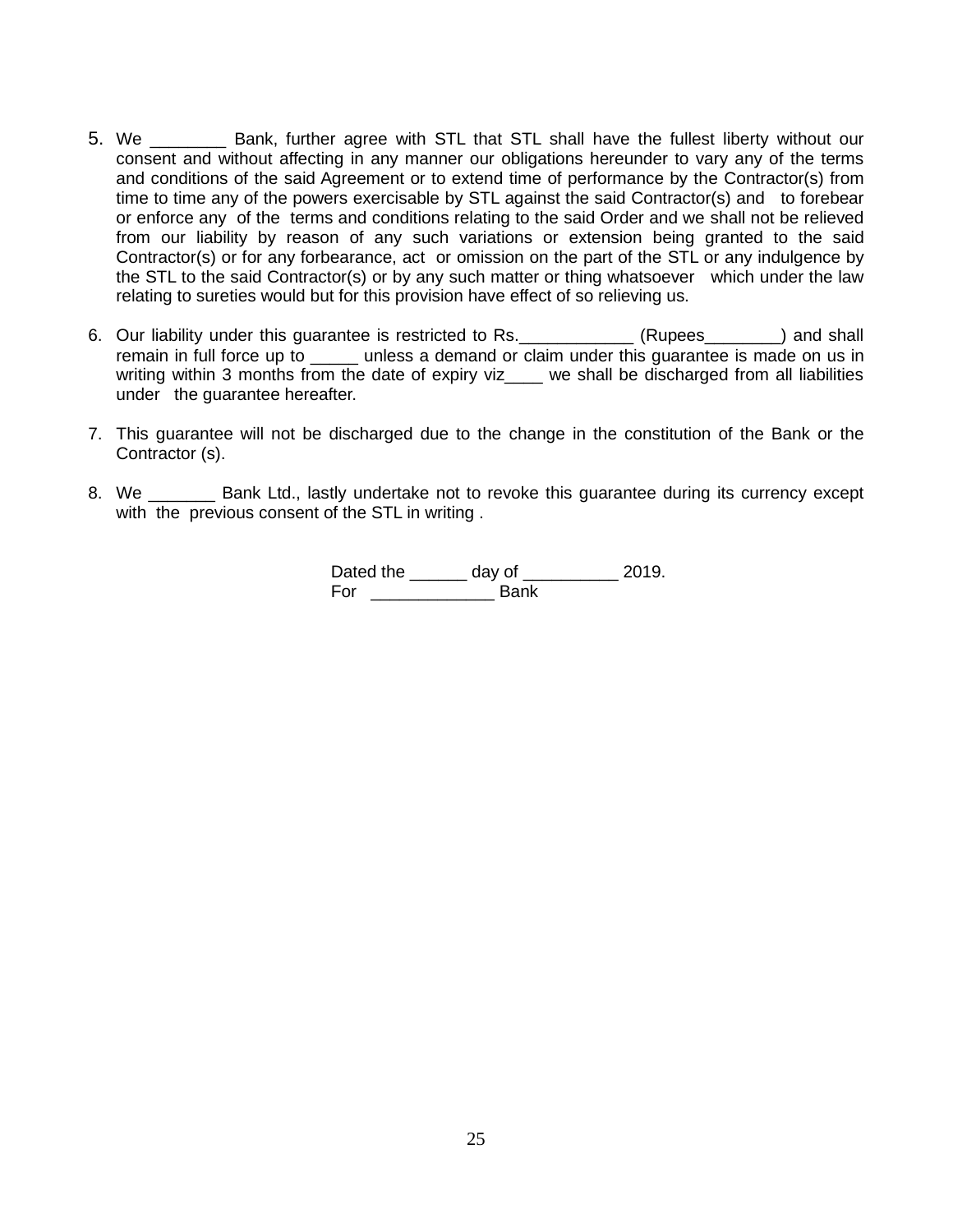5. We ________ Bank, further agree with STL that STL shall have the fullest liberty without our consent and without affecting in any manner our obligations hereunder to vary any of the terms and conditions of the said Agreement or to extend time of performance by the Contractor(s) from time to time any of the powers exercisable by STL against the said Contractor(s) and to forebear or enforce any of the terms and conditions relating to the said Order and we shall not be relieved from our liability by reason of any such variations or extension being granted to the said Contractor(s) or for any forbearance, act or omission on the part of the STL or any indulgence by the STL to the said Contractor(s) or by any such matter or thing whatsoever which under the law relating to sureties would but for this provision have effect of so relieving us.

6. Our liability under this guarantee is restricted to Rs.____________ (Rupees________) and shall remain in full force up to _____ unless a demand or claim under this guarantee is made on us in writing within 3 months from the date of expiry viz____ we shall be discharged from all liabilities under the guarantee hereafter.

7. This guarantee will not be discharged due to the change in the constitution of the Bank or the Contractor (s).

8. We _______ Bank Ltd., lastly undertake not to revoke this guarantee during its currency except with the previous consent of the STL in writing .

Dated the ______ day of __________ 2019.
For _____________ Bank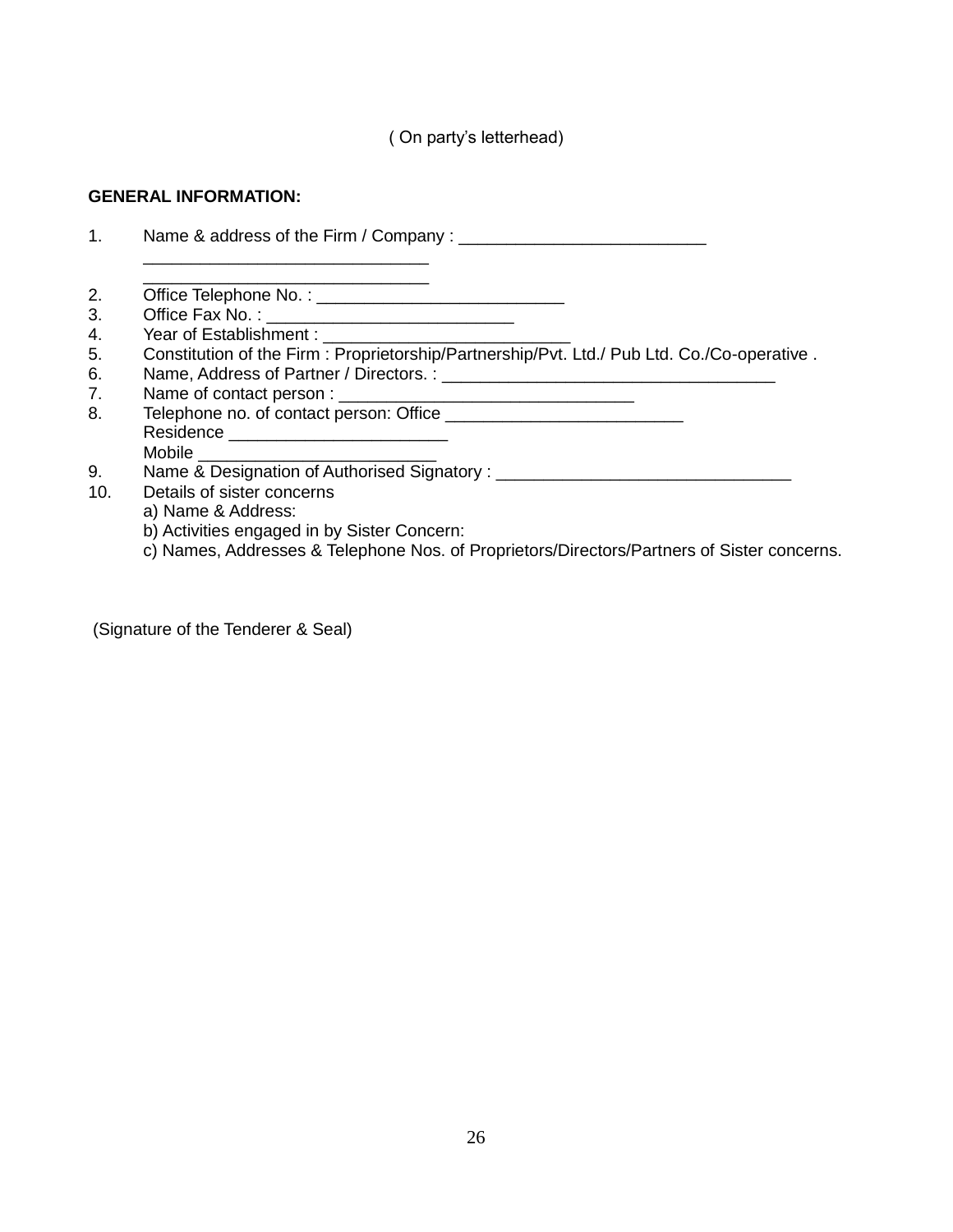( On party's letterhead)

**GENERAL INFORMATION:**

1. Name & address of the Firm / Company : __________________________
   ______________________________
   ______________________________
2. Office Telephone No. : __________________________
3. Office Fax No. : __________________________
4. Year of Establishment : __________________________
5. Constitution of the Firm : Proprietorship/Partnership/Pvt. Ltd./ Pub Ltd. Co./Co-operative .
6. Name, Address of Partner / Directors. : ___________________________________
7. Name of contact person : ______________________________
8. Telephone no. of contact person: Office _________________________
   Residence _______________________
   Mobile _________________________
9. Name & Designation of Authorised Signatory : ______________________________
10. Details of sister concerns
    a) Name & Address:
    b) Activities engaged in by Sister Concern:
    c) Names, Addresses & Telephone Nos. of Proprietors/Directors/Partners of Sister concerns.

(Signature of the Tenderer & Seal)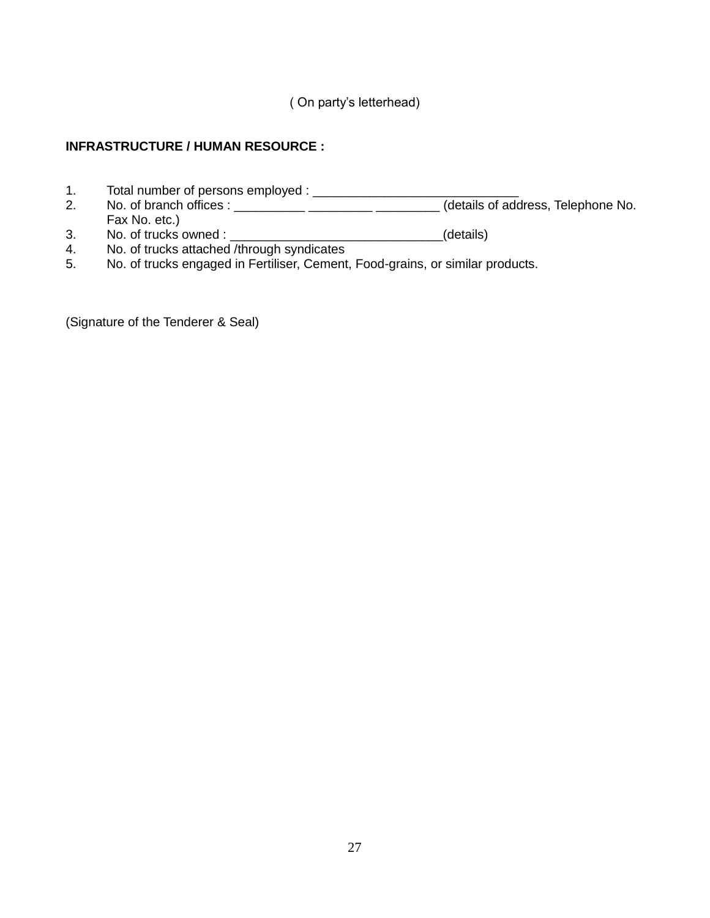( On party's letterhead)

**INFRASTRUCTURE / HUMAN RESOURCE :**

1. Total number of persons employed : _____________________________
2. No. of branch offices : __________ _________ _________ (details of address, Telephone No. Fax No. etc.)
3. No. of trucks owned : ______________________________(details)
4. No. of trucks attached /through syndicates
5. No. of trucks engaged in Fertiliser, Cement, Food-grains, or similar products.

(Signature of the Tenderer & Seal)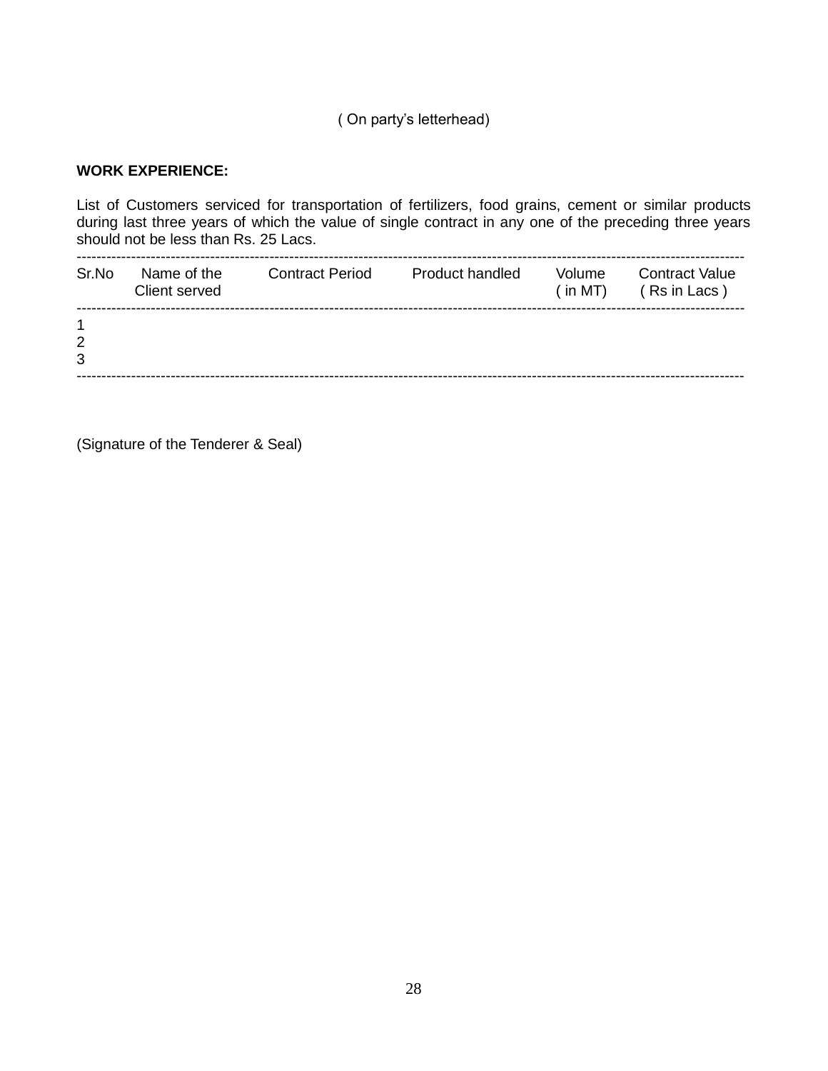( On party's letterhead)

**WORK EXPERIENCE:**

List of Customers serviced for transportation of fertilizers, food grains, cement or similar products during last three years of which the value of single contract in any one of the preceding three years should not be less than Rs. 25 Lacs.

| Sr.No | Name of the Client served | Contract Period | Product handled | Volume ( in MT) | Contract Value ( Rs in Lacs ) |
|---|---|---|---|---|---|
| 1 | | | | | |
| 2 | | | | | |
| 3 | | | | | |

(Signature of the Tenderer & Seal)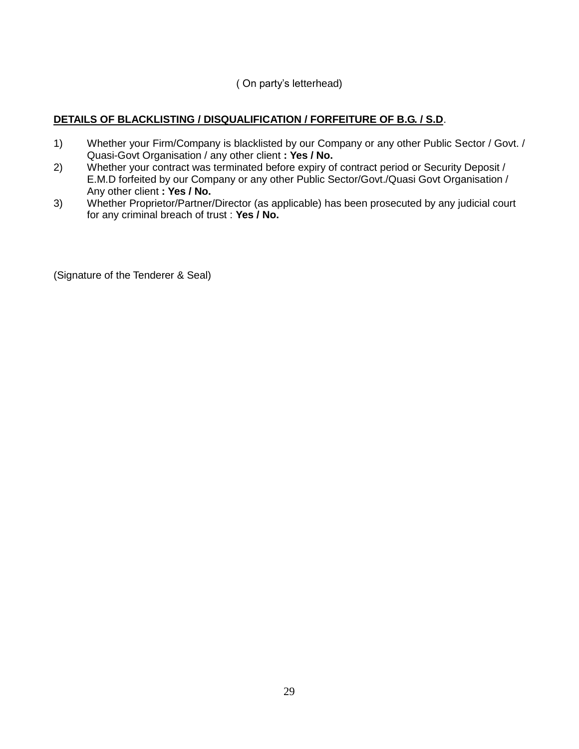( On party's letterhead)

**DETAILS OF BLACKLISTING / DISQUALIFICATION / FORFEITURE OF B.G. / S.D**.

1) Whether your Firm/Company is blacklisted by our Company or any other Public Sector / Govt. / Quasi-Govt Organisation / any other client **: Yes / No.**
2) Whether your contract was terminated before expiry of contract period or Security Deposit / E.M.D forfeited by our Company or any other Public Sector/Govt./Quasi Govt Organisation / Any other client **: Yes / No.**
3) Whether Proprietor/Partner/Director (as applicable) has been prosecuted by any judicial court for any criminal breach of trust : **Yes / No.**

(Signature of the Tenderer & Seal)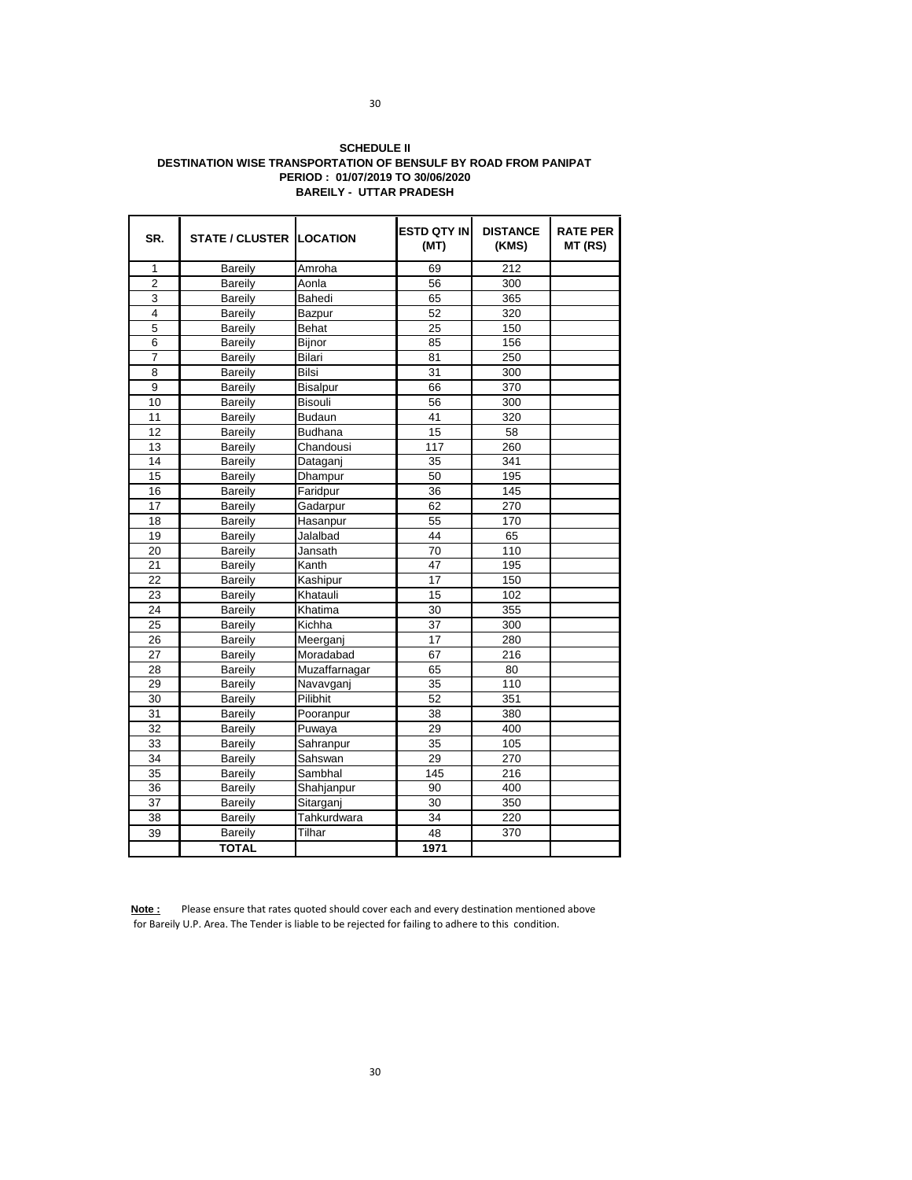**SCHEDULE II**

**DESTINATION WISE TRANSPORTATION OF BENSULF BY ROAD FROM PANIPAT**

**PERIOD : 01/07/2019 TO 30/06/2020**

**BAREILY - UTTAR PRADESH**

| SR. | STATE / CLUSTER | LOCATION | ESTD QTY IN (MT) | DISTANCE (KMS) | RATE PER MT (RS) |
|---|---|---|---|---|---|
| 1 | Bareily | Amroha | 69 | 212 | |
| 2 | Bareily | Aonla | 56 | 300 | |
| 3 | Bareily | Bahedi | 65 | 365 | |
| 4 | Bareily | Bazpur | 52 | 320 | |
| 5 | Bareily | Behat | 25 | 150 | |
| 6 | Bareily | Bijnor | 85 | 156 | |
| 7 | Bareily | Bilari | 81 | 250 | |
| 8 | Bareily | Bilsi | 31 | 300 | |
| 9 | Bareily | Bisalpur | 66 | 370 | |
| 10 | Bareily | Bisouli | 56 | 300 | |
| 11 | Bareily | Budaun | 41 | 320 | |
| 12 | Bareily | Budhana | 15 | 58 | |
| 13 | Bareily | Chandousi | 117 | 260 | |
| 14 | Bareily | Dataganj | 35 | 341 | |
| 15 | Bareily | Dhampur | 50 | 195 | |
| 16 | Bareily | Faridpur | 36 | 145 | |
| 17 | Bareily | Gadarpur | 62 | 270 | |
| 18 | Bareily | Hasanpur | 55 | 170 | |
| 19 | Bareily | Jalalbad | 44 | 65 | |
| 20 | Bareily | Jansath | 70 | 110 | |
| 21 | Bareily | Kanth | 47 | 195 | |
| 22 | Bareily | Kashipur | 17 | 150 | |
| 23 | Bareily | Khatauli | 15 | 102 | |
| 24 | Bareily | Khatima | 30 | 355 | |
| 25 | Bareily | Kichha | 37 | 300 | |
| 26 | Bareily | Meerganj | 17 | 280 | |
| 27 | Bareily | Moradabad | 67 | 216 | |
| 28 | Bareily | Muzaffarnagar | 65 | 80 | |
| 29 | Bareily | Navavganj | 35 | 110 | |
| 30 | Bareily | Pilibhit | 52 | 351 | |
| 31 | Bareily | Pooranpur | 38 | 380 | |
| 32 | Bareily | Puwaya | 29 | 400 | |
| 33 | Bareily | Sahranpur | 35 | 105 | |
| 34 | Bareily | Sahswan | 29 | 270 | |
| 35 | Bareily | Sambhal | 145 | 216 | |
| 36 | Bareily | Shahjanpur | 90 | 400 | |
| 37 | Bareily | Sitarganj | 30 | 350 | |
| 38 | Bareily | Tahkurdwara | 34 | 220 | |
| 39 | Bareily | Tilhar | 48 | 370 | |
| | **TOTAL** | | **1971** | | |

**Note :** Please ensure that rates quoted should cover each and every destination mentioned above for Bareily U.P. Area. The Tender is liable to be rejected for failing to adhere to this condition.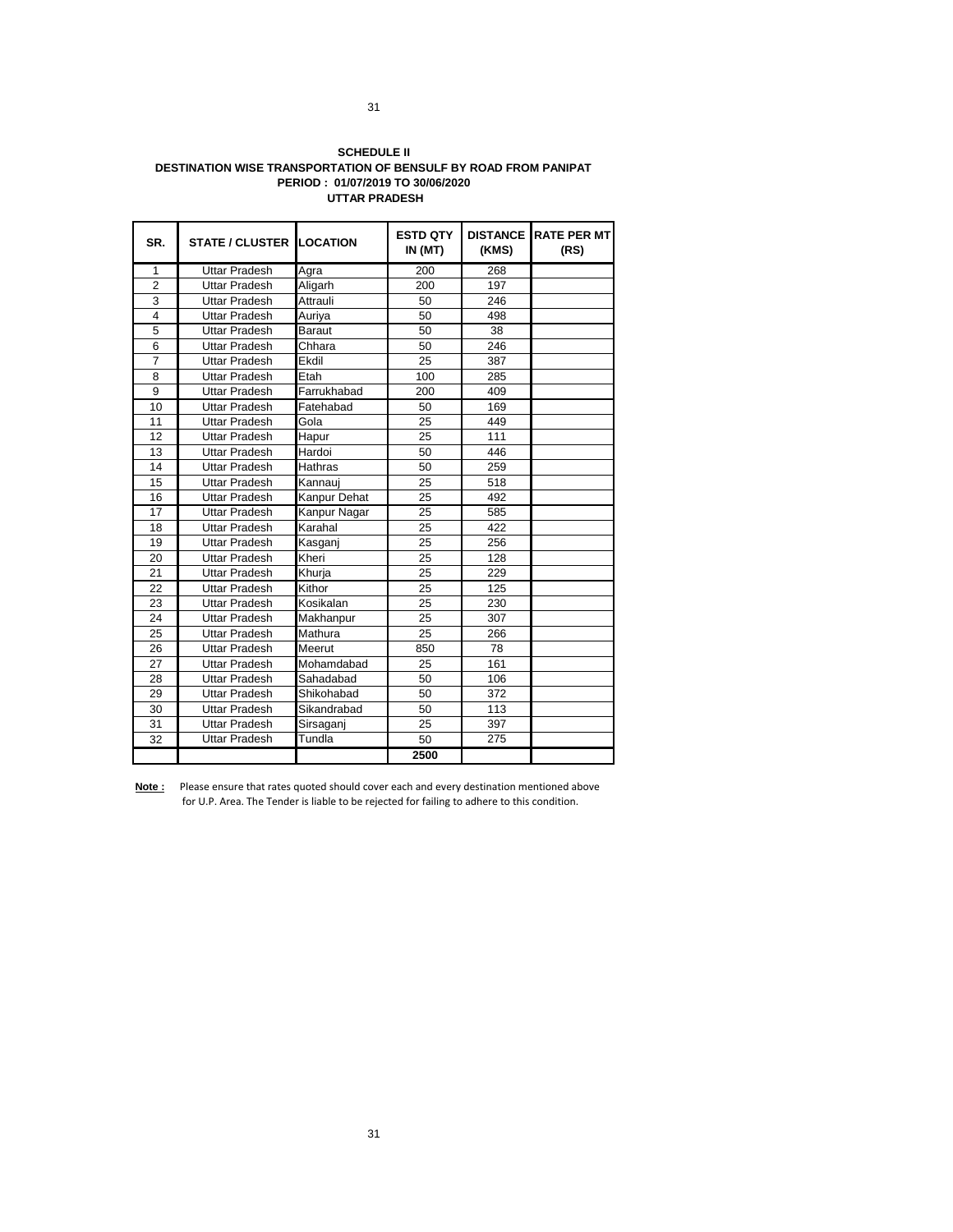**SCHEDULE II**
**DESTINATION WISE TRANSPORTATION OF BENSULF BY ROAD FROM PANIPAT**
**PERIOD : 01/07/2019 TO 30/06/2020**
**UTTAR PRADESH**

| SR. | STATE / CLUSTER | LOCATION | ESTD QTY IN (MT) | DISTANCE (KMS) | RATE PER MT (RS) |
|---|---|---|---|---|---|
| 1 | Uttar Pradesh | Agra | 200 | 268 | |
| 2 | Uttar Pradesh | Aligarh | 200 | 197 | |
| 3 | Uttar Pradesh | Attrauli | 50 | 246 | |
| 4 | Uttar Pradesh | Auriya | 50 | 498 | |
| 5 | Uttar Pradesh | Baraut | 50 | 38 | |
| 6 | Uttar Pradesh | Chhara | 50 | 246 | |
| 7 | Uttar Pradesh | Ekdil | 25 | 387 | |
| 8 | Uttar Pradesh | Etah | 100 | 285 | |
| 9 | Uttar Pradesh | Farrukhabad | 200 | 409 | |
| 10 | Uttar Pradesh | Fatehabad | 50 | 169 | |
| 11 | Uttar Pradesh | Gola | 25 | 449 | |
| 12 | Uttar Pradesh | Hapur | 25 | 111 | |
| 13 | Uttar Pradesh | Hardoi | 50 | 446 | |
| 14 | Uttar Pradesh | Hathras | 50 | 259 | |
| 15 | Uttar Pradesh | Kannauj | 25 | 518 | |
| 16 | Uttar Pradesh | Kanpur Dehat | 25 | 492 | |
| 17 | Uttar Pradesh | Kanpur Nagar | 25 | 585 | |
| 18 | Uttar Pradesh | Karahal | 25 | 422 | |
| 19 | Uttar Pradesh | Kasganj | 25 | 256 | |
| 20 | Uttar Pradesh | Kheri | 25 | 128 | |
| 21 | Uttar Pradesh | Khurja | 25 | 229 | |
| 22 | Uttar Pradesh | Kithor | 25 | 125 | |
| 23 | Uttar Pradesh | Kosikalan | 25 | 230 | |
| 24 | Uttar Pradesh | Makhanpur | 25 | 307 | |
| 25 | Uttar Pradesh | Mathura | 25 | 266 | |
| 26 | Uttar Pradesh | Meerut | 850 | 78 | |
| 27 | Uttar Pradesh | Mohamdabad | 25 | 161 | |
| 28 | Uttar Pradesh | Sahadabad | 50 | 106 | |
| 29 | Uttar Pradesh | Shikohabad | 50 | 372 | |
| 30 | Uttar Pradesh | Sikandrabad | 50 | 113 | |
| 31 | Uttar Pradesh | Sirsaganj | 25 | 397 | |
| 32 | Uttar Pradesh | Tundla | 50 | 275 | |
| | | | **2500** | | |

**Note :** Please ensure that rates quoted should cover each and every destination mentioned above for U.P. Area. The Tender is liable to be rejected for failing to adhere to this condition.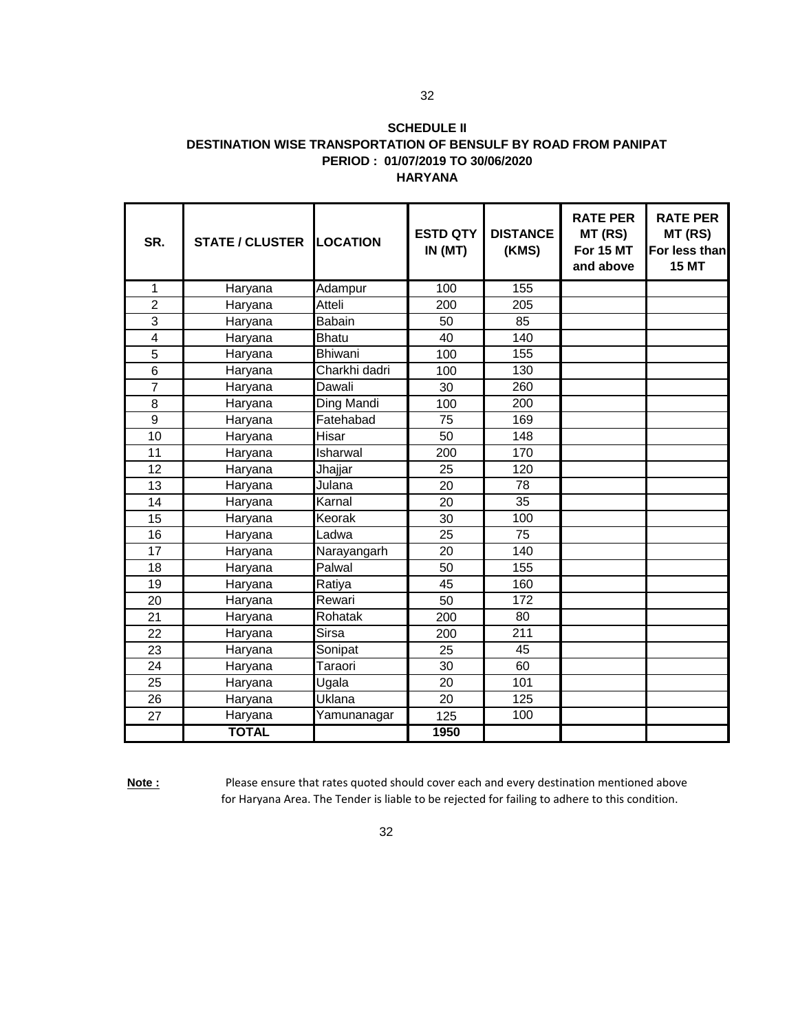**SCHEDULE II**

**DESTINATION WISE TRANSPORTATION OF BENSULF BY ROAD FROM PANIPAT**

**PERIOD : 01/07/2019 TO 30/06/2020**

**HARYANA**

| SR. | STATE / CLUSTER | LOCATION | ESTD QTY IN (MT) | DISTANCE (KMS) | RATE PER MT (RS) For 15 MT and above | RATE PER MT (RS) For less than 15 MT |
|---|---|---|---|---|---|---|
| 1 | Haryana | Adampur | 100 | 155 | | |
| 2 | Haryana | Atteli | 200 | 205 | | |
| 3 | Haryana | Babain | 50 | 85 | | |
| 4 | Haryana | Bhatu | 40 | 140 | | |
| 5 | Haryana | Bhiwani | 100 | 155 | | |
| 6 | Haryana | Charkhi dadri | 100 | 130 | | |
| 7 | Haryana | Dawali | 30 | 260 | | |
| 8 | Haryana | Ding Mandi | 100 | 200 | | |
| 9 | Haryana | Fatehabad | 75 | 169 | | |
| 10 | Haryana | Hisar | 50 | 148 | | |
| 11 | Haryana | Isharwal | 200 | 170 | | |
| 12 | Haryana | Jhajjar | 25 | 120 | | |
| 13 | Haryana | Julana | 20 | 78 | | |
| 14 | Haryana | Karnal | 20 | 35 | | |
| 15 | Haryana | Keorak | 30 | 100 | | |
| 16 | Haryana | Ladwa | 25 | 75 | | |
| 17 | Haryana | Narayangarh | 20 | 140 | | |
| 18 | Haryana | Palwal | 50 | 155 | | |
| 19 | Haryana | Ratiya | 45 | 160 | | |
| 20 | Haryana | Rewari | 50 | 172 | | |
| 21 | Haryana | Rohatak | 200 | 80 | | |
| 22 | Haryana | Sirsa | 200 | 211 | | |
| 23 | Haryana | Sonipat | 25 | 45 | | |
| 24 | Haryana | Taraori | 30 | 60 | | |
| 25 | Haryana | Ugala | 20 | 101 | | |
| 26 | Haryana | Uklana | 20 | 125 | | |
| 27 | Haryana | Yamunanagar | 125 | 100 | | |
| | **TOTAL** | | **1950** | | | |

**Note :** Please ensure that rates quoted should cover each and every destination mentioned above for Haryana Area. The Tender is liable to be rejected for failing to adhere to this condition.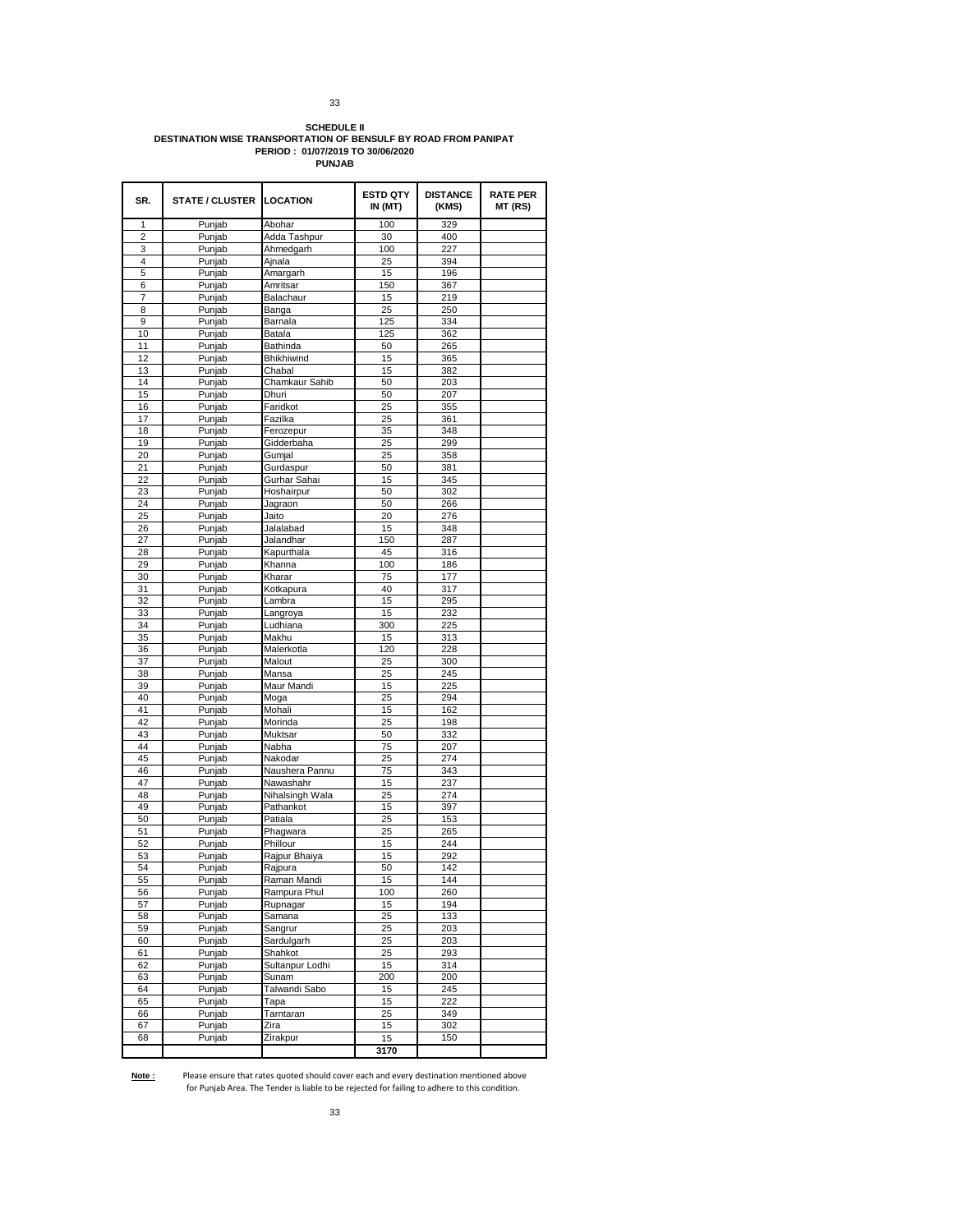**SCHEDULE II**
**DESTINATION WISE TRANSPORTATION OF BENSULF BY ROAD FROM PANIPAT**
**PERIOD : 01/07/2019 TO 30/06/2020**
**PUNJAB**

| SR. | STATE / CLUSTER | LOCATION | ESTD QTY IN (MT) | DISTANCE (KMS) | RATE PER MT (RS) |
|---|---|---|---|---|---|
| 1 | Punjab | Abohar | 100 | 329 | |
| 2 | Punjab | Adda Tashpur | 30 | 400 | |
| 3 | Punjab | Ahmedgarh | 100 | 227 | |
| 4 | Punjab | Ajnala | 25 | 394 | |
| 5 | Punjab | Amargarh | 15 | 196 | |
| 6 | Punjab | Amritsar | 150 | 367 | |
| 7 | Punjab | Balachaur | 15 | 219 | |
| 8 | Punjab | Banga | 25 | 250 | |
| 9 | Punjab | Barnala | 125 | 334 | |
| 10 | Punjab | Batala | 125 | 362 | |
| 11 | Punjab | Bathinda | 50 | 265 | |
| 12 | Punjab | Bhikhiwind | 15 | 365 | |
| 13 | Punjab | Chabal | 15 | 382 | |
| 14 | Punjab | Chamkaur Sahib | 50 | 203 | |
| 15 | Punjab | Dhuri | 50 | 207 | |
| 16 | Punjab | Faridkot | 25 | 355 | |
| 17 | Punjab | Fazilka | 25 | 361 | |
| 18 | Punjab | Ferozepur | 35 | 348 | |
| 19 | Punjab | Gidderbaha | 25 | 299 | |
| 20 | Punjab | Gumjal | 25 | 358 | |
| 21 | Punjab | Gurdaspur | 50 | 381 | |
| 22 | Punjab | Gurhar Sahai | 15 | 345 | |
| 23 | Punjab | Hoshairpur | 50 | 302 | |
| 24 | Punjab | Jagraon | 50 | 266 | |
| 25 | Punjab | Jaito | 20 | 276 | |
| 26 | Punjab | Jalalabad | 15 | 348 | |
| 27 | Punjab | Jalandhar | 150 | 287 | |
| 28 | Punjab | Kapurthala | 45 | 316 | |
| 29 | Punjab | Khanna | 100 | 186 | |
| 30 | Punjab | Kharar | 75 | 177 | |
| 31 | Punjab | Kotkapura | 40 | 317 | |
| 32 | Punjab | Lambra | 15 | 295 | |
| 33 | Punjab | Langroya | 15 | 232 | |
| 34 | Punjab | Ludhiana | 300 | 225 | |
| 35 | Punjab | Makhu | 15 | 313 | |
| 36 | Punjab | Malerkotla | 120 | 228 | |
| 37 | Punjab | Malout | 25 | 300 | |
| 38 | Punjab | Mansa | 25 | 245 | |
| 39 | Punjab | Maur Mandi | 15 | 225 | |
| 40 | Punjab | Moga | 25 | 294 | |
| 41 | Punjab | Mohali | 15 | 162 | |
| 42 | Punjab | Morinda | 25 | 198 | |
| 43 | Punjab | Muktsar | 50 | 332 | |
| 44 | Punjab | Nabha | 75 | 207 | |
| 45 | Punjab | Nakodar | 25 | 274 | |
| 46 | Punjab | Naushera Pannu | 75 | 343 | |
| 47 | Punjab | Nawashahr | 15 | 237 | |
| 48 | Punjab | Nihalsingh Wala | 25 | 274 | |
| 49 | Punjab | Pathankot | 15 | 397 | |
| 50 | Punjab | Patiala | 25 | 153 | |
| 51 | Punjab | Phagwara | 25 | 265 | |
| 52 | Punjab | Phillour | 15 | 244 | |
| 53 | Punjab | Rajpur Bhaiya | 15 | 292 | |
| 54 | Punjab | Rajpura | 50 | 142 | |
| 55 | Punjab | Raman Mandi | 15 | 144 | |
| 56 | Punjab | Rampura Phul | 100 | 260 | |
| 57 | Punjab | Rupnagar | 15 | 194 | |
| 58 | Punjab | Samana | 25 | 133 | |
| 59 | Punjab | Sangrur | 25 | 203 | |
| 60 | Punjab | Sardulgarh | 25 | 203 | |
| 61 | Punjab | Shahkot | 25 | 293 | |
| 62 | Punjab | Sultanpur Lodhi | 15 | 314 | |
| 63 | Punjab | Sunam | 200 | 200 | |
| 64 | Punjab | Talwandi Sabo | 15 | 245 | |
| 65 | Punjab | Tapa | 15 | 222 | |
| 66 | Punjab | Tarntaran | 25 | 349 | |
| 67 | Punjab | Zira | 15 | 302 | |
| 68 | Punjab | Zirakpur | 15 | 150 | |
| | | | **3170** | | |

**Note :** Please ensure that rates quoted should cover each and every destination mentioned above for Punjab Area. The Tender is liable to be rejected for failing to adhere to this condition.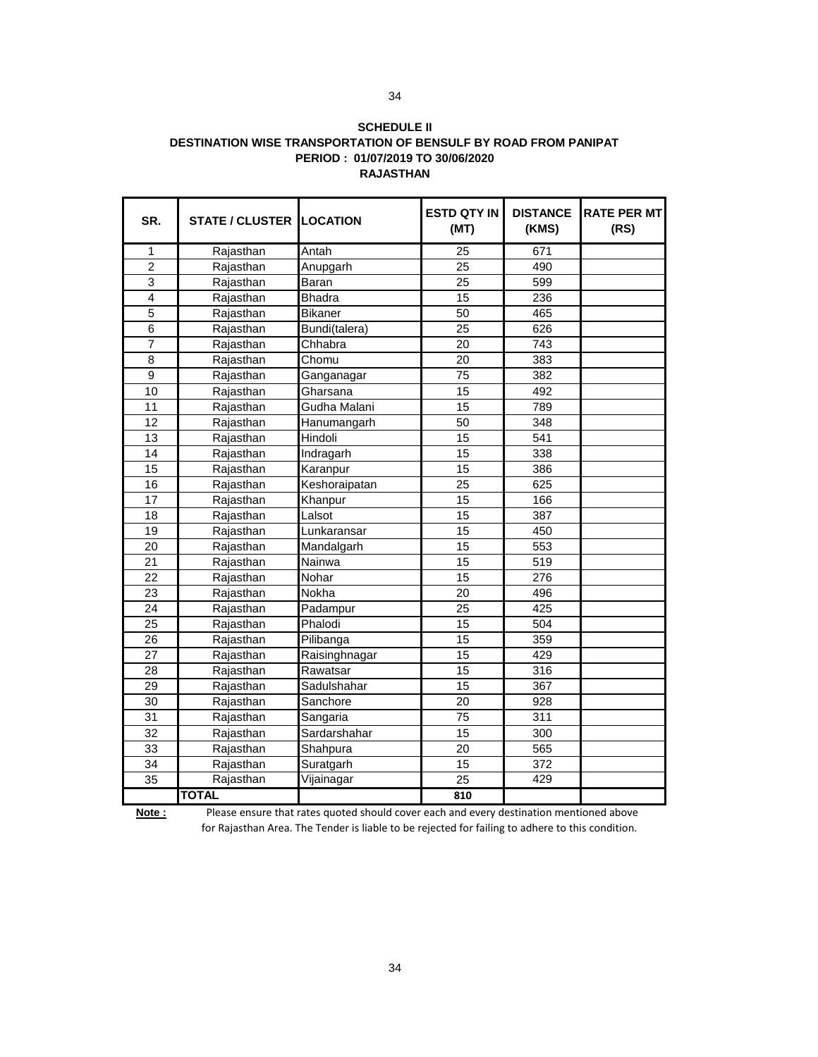**SCHEDULE II**

**DESTINATION WISE TRANSPORTATION OF BENSULF BY ROAD FROM PANIPAT**

**PERIOD : 01/07/2019 TO 30/06/2020**

**RAJASTHAN**

| SR. | STATE / CLUSTER | LOCATION | ESTD QTY IN (MT) | DISTANCE (KMS) | RATE PER MT (RS) |
|---|---|---|---|---|---|
| 1 | Rajasthan | Antah | 25 | 671 | |
| 2 | Rajasthan | Anupgarh | 25 | 490 | |
| 3 | Rajasthan | Baran | 25 | 599 | |
| 4 | Rajasthan | Bhadra | 15 | 236 | |
| 5 | Rajasthan | Bikaner | 50 | 465 | |
| 6 | Rajasthan | Bundi(talera) | 25 | 626 | |
| 7 | Rajasthan | Chhabra | 20 | 743 | |
| 8 | Rajasthan | Chomu | 20 | 383 | |
| 9 | Rajasthan | Ganganagar | 75 | 382 | |
| 10 | Rajasthan | Gharsana | 15 | 492 | |
| 11 | Rajasthan | Gudha Malani | 15 | 789 | |
| 12 | Rajasthan | Hanumangarh | 50 | 348 | |
| 13 | Rajasthan | Hindoli | 15 | 541 | |
| 14 | Rajasthan | Indragarh | 15 | 338 | |
| 15 | Rajasthan | Karanpur | 15 | 386 | |
| 16 | Rajasthan | Keshoraipatan | 25 | 625 | |
| 17 | Rajasthan | Khanpur | 15 | 166 | |
| 18 | Rajasthan | Lalsot | 15 | 387 | |
| 19 | Rajasthan | Lunkaransar | 15 | 450 | |
| 20 | Rajasthan | Mandalgarh | 15 | 553 | |
| 21 | Rajasthan | Nainwa | 15 | 519 | |
| 22 | Rajasthan | Nohar | 15 | 276 | |
| 23 | Rajasthan | Nokha | 20 | 496 | |
| 24 | Rajasthan | Padampur | 25 | 425 | |
| 25 | Rajasthan | Phalodi | 15 | 504 | |
| 26 | Rajasthan | Pilibanga | 15 | 359 | |
| 27 | Rajasthan | Raisinghnagar | 15 | 429 | |
| 28 | Rajasthan | Rawatsar | 15 | 316 | |
| 29 | Rajasthan | Sadulshahar | 15 | 367 | |
| 30 | Rajasthan | Sanchore | 20 | 928 | |
| 31 | Rajasthan | Sangaria | 75 | 311 | |
| 32 | Rajasthan | Sardarshahar | 15 | 300 | |
| 33 | Rajasthan | Shahpura | 20 | 565 | |
| 34 | Rajasthan | Suratgarh | 15 | 372 | |
| 35 | Rajasthan | Vijainagar | 25 | 429 | |
| | **TOTAL** | | **810** | | |

**Note :** Please ensure that rates quoted should cover each and every destination mentioned above for Rajasthan Area. The Tender is liable to be rejected for failing to adhere to this condition.